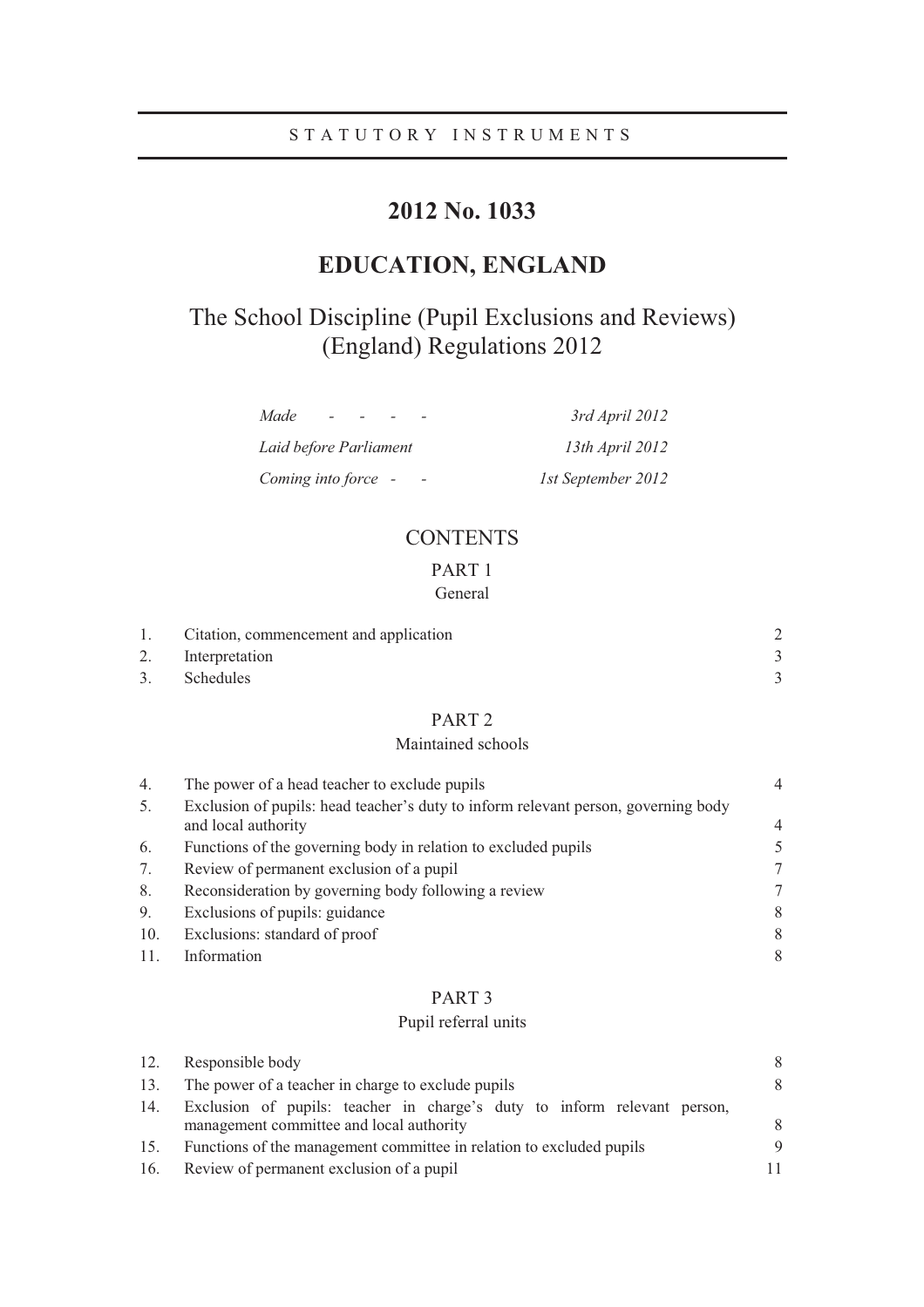STATUTORY INSTRUMENTS

# 2012 No. 1033

# EDUCATION, ENGLAND

## The School Discipline (Pupil Exclusions and Reviews) (England) Regulations 2012

| | |
|---|---|
| *Made* | *3rd April 2012* |
| *Laid before Parliament* | *13th April 2012* |
| *Coming into force* | *1st September 2012* |

## CONTENTS

### PART 1
General

| | | |
|---|---|---|
| 1. | Citation, commencement and application | 2 |
| 2. | Interpretation | 3 |
| 3. | Schedules | 3 |

### PART 2
Maintained schools

| | | |
|---|---|---|
| 4. | The power of a head teacher to exclude pupils | 4 |
| 5. | Exclusion of pupils: head teacher's duty to inform relevant person, governing body and local authority | 4 |
| 6. | Functions of the governing body in relation to excluded pupils | 5 |
| 7. | Review of permanent exclusion of a pupil | 7 |
| 8. | Reconsideration by governing body following a review | 7 |
| 9. | Exclusions of pupils: guidance | 8 |
| 10. | Exclusions: standard of proof | 8 |
| 11. | Information | 8 |

### PART 3
Pupil referral units

| | | |
|---|---|---|
| 12. | Responsible body | 8 |
| 13. | The power of a teacher in charge to exclude pupils | 8 |
| 14. | Exclusion of pupils: teacher in charge's duty to inform relevant person, management committee and local authority | 8 |
| 15. | Functions of the management committee in relation to excluded pupils | 9 |
| 16. | Review of permanent exclusion of a pupil | 11 |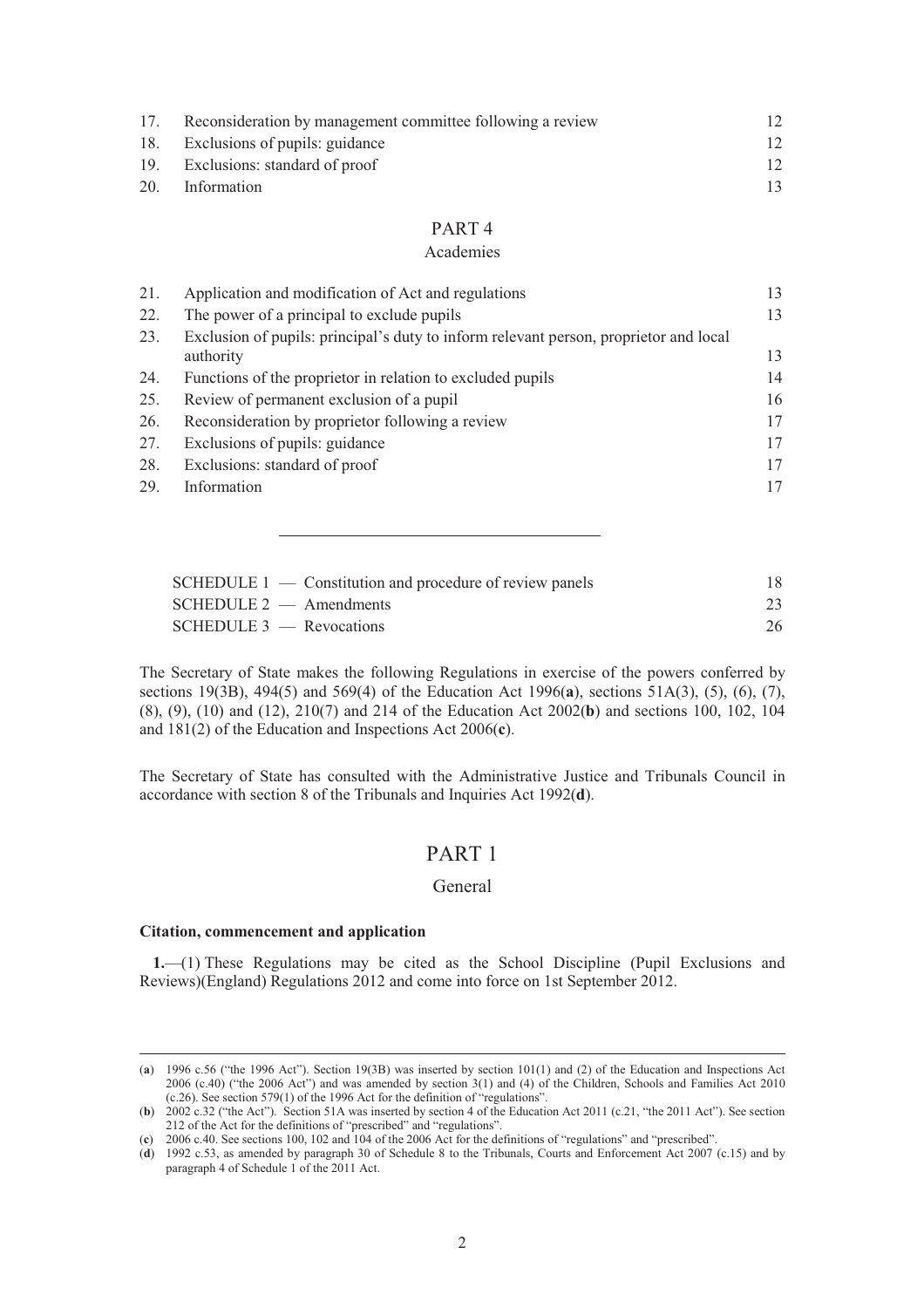| | | |
|---|---|---|
| 17. | Reconsideration by management committee following a review | 12 |
| 18. | Exclusions of pupils: guidance | 12 |
| 19. | Exclusions: standard of proof | 12 |
| 20. | Information | 13 |

PART 4

Academies

| | | |
|---|---|---|
| 21. | Application and modification of Act and regulations | 13 |
| 22. | The power of a principal to exclude pupils | 13 |
| 23. | Exclusion of pupils: principal's duty to inform relevant person, proprietor and local authority | 13 |
| 24. | Functions of the proprietor in relation to excluded pupils | 14 |
| 25. | Review of permanent exclusion of a pupil | 16 |
| 26. | Reconsideration by proprietor following a review | 17 |
| 27. | Exclusions of pupils: guidance | 17 |
| 28. | Exclusions: standard of proof | 17 |
| 29. | Information | 17 |

---

| | |
|---|---|
| SCHEDULE 1 — Constitution and procedure of review panels | 18 |
| SCHEDULE 2 — Amendments | 23 |
| SCHEDULE 3 — Revocations | 26 |

The Secretary of State makes the following Regulations in exercise of the powers conferred by sections 19(3B), 494(5) and 569(4) of the Education Act 1996(**a**), sections 51A(3), (5), (6), (7), (8), (9), (10) and (12), 210(7) and 214 of the Education Act 2002(**b**) and sections 100, 102, 104 and 181(2) of the Education and Inspections Act 2006(**c**).

The Secretary of State has consulted with the Administrative Justice and Tribunals Council in accordance with section 8 of the Tribunals and Inquiries Act 1992(**d**).

# PART 1

## General

### Citation, commencement and application

**1.**—(1) These Regulations may be cited as the School Discipline (Pupil Exclusions and Reviews)(England) Regulations 2012 and come into force on 1st September 2012.

---

(**a**) 1996 c.56 ("the 1996 Act"). Section 19(3B) was inserted by section 101(1) and (2) of the Education and Inspections Act 2006 (c.40) ("the 2006 Act") and was amended by section 3(1) and (4) of the Children, Schools and Families Act 2010 (c.26). See section 579(1) of the 1996 Act for the definition of "regulations".

(**b**) 2002 c.32 ("the Act"). Section 51A was inserted by section 4 of the Education Act 2011 (c.21, "the 2011 Act"). See section 212 of the Act for the definitions of "prescribed" and "regulations".

(**c**) 2006 c.40. See sections 100, 102 and 104 of the 2006 Act for the definitions of "regulations" and "prescribed".

(**d**) 1992 c.53, as amended by paragraph 30 of Schedule 8 to the Tribunals, Courts and Enforcement Act 2007 (c.15) and by paragraph 4 of Schedule 1 of the 2011 Act.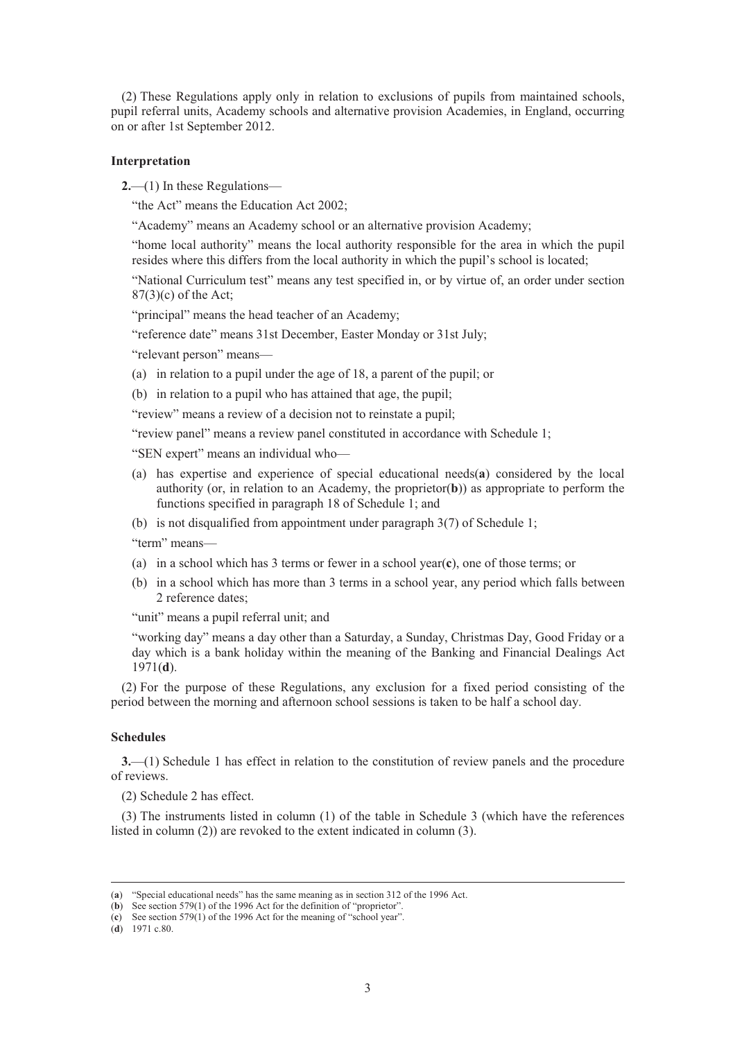(2) These Regulations apply only in relation to exclusions of pupils from maintained schools, pupil referral units, Academy schools and alternative provision Academies, in England, occurring on or after 1st September 2012.

### Interpretation

**2.**—(1) In these Regulations—

"the Act" means the Education Act 2002;

"Academy" means an Academy school or an alternative provision Academy;

"home local authority" means the local authority responsible for the area in which the pupil resides where this differs from the local authority in which the pupil's school is located;

"National Curriculum test" means any test specified in, or by virtue of, an order under section 87(3)(c) of the Act;

"principal" means the head teacher of an Academy;

"reference date" means 31st December, Easter Monday or 31st July;

"relevant person" means—

(a) in relation to a pupil under the age of 18, a parent of the pupil; or

(b) in relation to a pupil who has attained that age, the pupil;

"review" means a review of a decision not to reinstate a pupil;

"review panel" means a review panel constituted in accordance with Schedule 1;

"SEN expert" means an individual who—

(a) has expertise and experience of special educational needs([a]) considered by the local authority (or, in relation to an Academy, the proprietor([b])) as appropriate to perform the functions specified in paragraph 18 of Schedule 1; and

(b) is not disqualified from appointment under paragraph 3(7) of Schedule 1;

"term" means—

(a) in a school which has 3 terms or fewer in a school year([c]), one of those terms; or

(b) in a school which has more than 3 terms in a school year, any period which falls between 2 reference dates;

"unit" means a pupil referral unit; and

"working day" means a day other than a Saturday, a Sunday, Christmas Day, Good Friday or a day which is a bank holiday within the meaning of the Banking and Financial Dealings Act 1971([d]).

(2) For the purpose of these Regulations, any exclusion for a fixed period consisting of the period between the morning and afternoon school sessions is taken to be half a school day.

### Schedules

**3.**—(1) Schedule 1 has effect in relation to the constitution of review panels and the procedure of reviews.

(2) Schedule 2 has effect.

(3) The instruments listed in column (1) of the table in Schedule 3 (which have the references listed in column (2)) are revoked to the extent indicated in column (3).

---

([a]) "Special educational needs" has the same meaning as in section 312 of the 1996 Act.
([b]) See section 579(1) of the 1996 Act for the definition of "proprietor".
([c]) See section 579(1) of the 1996 Act for the meaning of "school year".
([d]) 1971 c.80.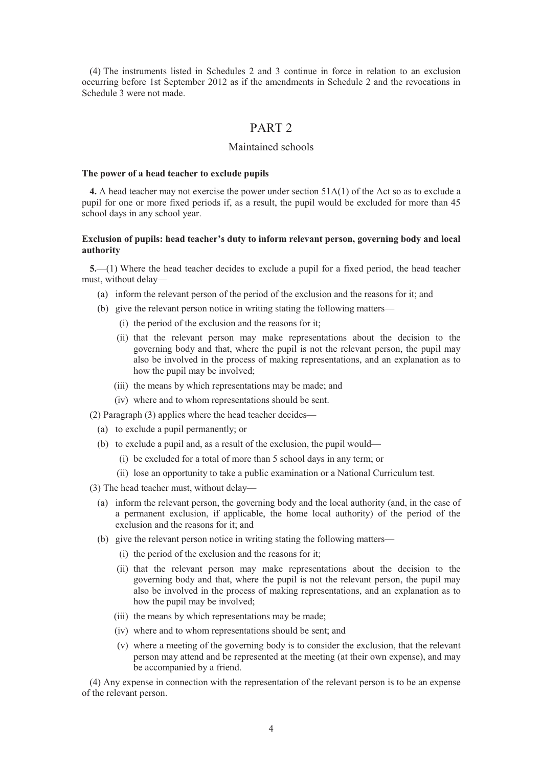(4) The instruments listed in Schedules 2 and 3 continue in force in relation to an exclusion occurring before 1st September 2012 as if the amendments in Schedule 2 and the revocations in Schedule 3 were not made.

# PART 2

## Maintained schools

**The power of a head teacher to exclude pupils**

**4.** A head teacher may not exercise the power under section 51A(1) of the Act so as to exclude a pupil for one or more fixed periods if, as a result, the pupil would be excluded for more than 45 school days in any school year.

**Exclusion of pupils: head teacher's duty to inform relevant person, governing body and local authority**

**5.**—(1) Where the head teacher decides to exclude a pupil for a fixed period, the head teacher must, without delay—

- (a) inform the relevant person of the period of the exclusion and the reasons for it; and
- (b) give the relevant person notice in writing stating the following matters—
  - (i) the period of the exclusion and the reasons for it;
  - (ii) that the relevant person may make representations about the decision to the governing body and that, where the pupil is not the relevant person, the pupil may also be involved in the process of making representations, and an explanation as to how the pupil may be involved;
  - (iii) the means by which representations may be made; and
  - (iv) where and to whom representations should be sent.

(2) Paragraph (3) applies where the head teacher decides—

- (a) to exclude a pupil permanently; or
- (b) to exclude a pupil and, as a result of the exclusion, the pupil would—
  - (i) be excluded for a total of more than 5 school days in any term; or
  - (ii) lose an opportunity to take a public examination or a National Curriculum test.

(3) The head teacher must, without delay—

- (a) inform the relevant person, the governing body and the local authority (and, in the case of a permanent exclusion, if applicable, the home local authority) of the period of the exclusion and the reasons for it; and
- (b) give the relevant person notice in writing stating the following matters—
  - (i) the period of the exclusion and the reasons for it;
  - (ii) that the relevant person may make representations about the decision to the governing body and that, where the pupil is not the relevant person, the pupil may also be involved in the process of making representations, and an explanation as to how the pupil may be involved;
  - (iii) the means by which representations may be made;
  - (iv) where and to whom representations should be sent; and
  - (v) where a meeting of the governing body is to consider the exclusion, that the relevant person may attend and be represented at the meeting (at their own expense), and may be accompanied by a friend.

(4) Any expense in connection with the representation of the relevant person is to be an expense of the relevant person.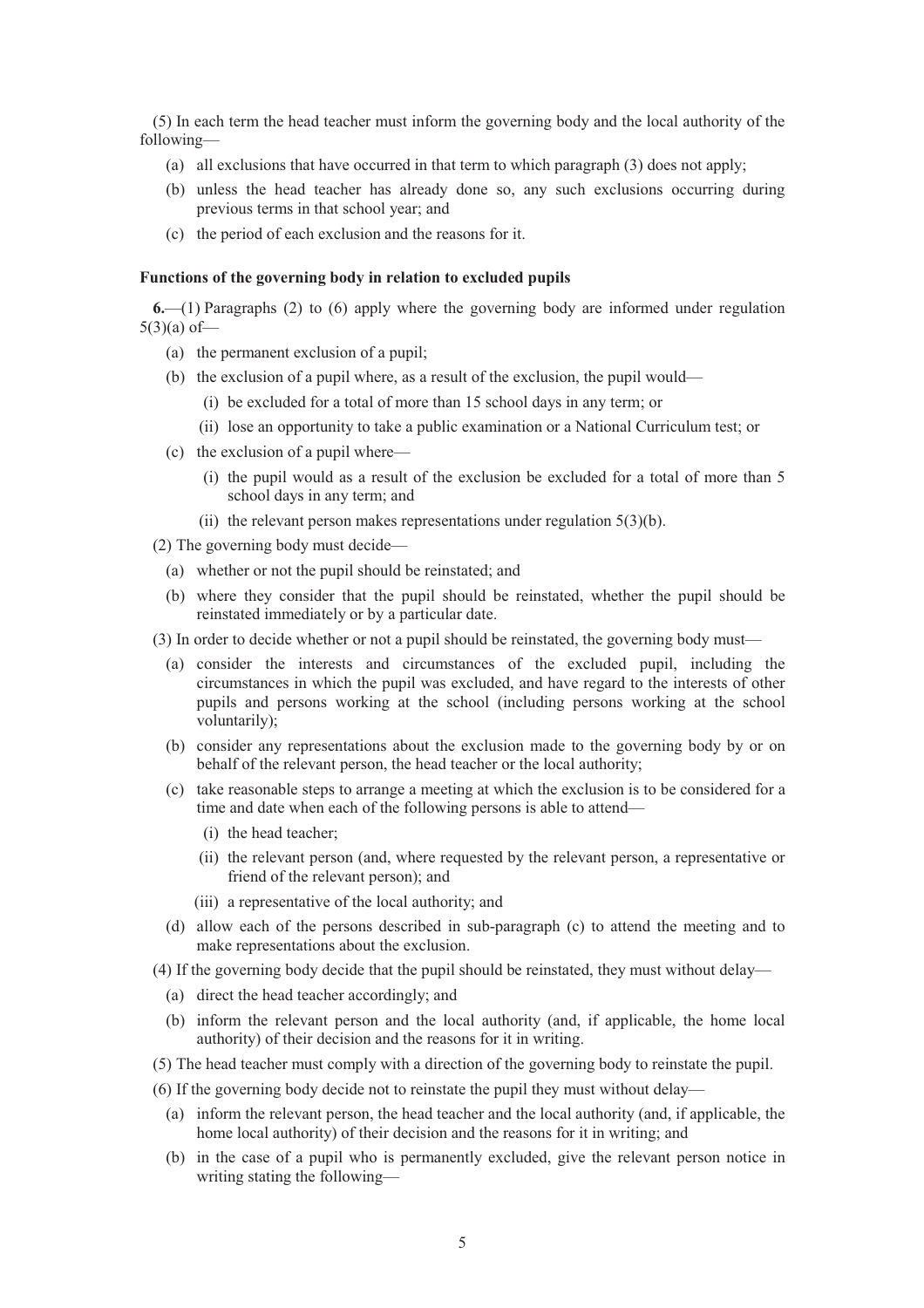(5) In each term the head teacher must inform the governing body and the local authority of the following—

- (a) all exclusions that have occurred in that term to which paragraph (3) does not apply;
- (b) unless the head teacher has already done so, any such exclusions occurring during previous terms in that school year; and
- (c) the period of each exclusion and the reasons for it.

**Functions of the governing body in relation to excluded pupils**

**6.**—(1) Paragraphs (2) to (6) apply where the governing body are informed under regulation 5(3)(a) of—

- (a) the permanent exclusion of a pupil;
- (b) the exclusion of a pupil where, as a result of the exclusion, the pupil would—
  - (i) be excluded for a total of more than 15 school days in any term; or
  - (ii) lose an opportunity to take a public examination or a National Curriculum test; or
- (c) the exclusion of a pupil where—
  - (i) the pupil would as a result of the exclusion be excluded for a total of more than 5 school days in any term; and
  - (ii) the relevant person makes representations under regulation 5(3)(b).

(2) The governing body must decide—

- (a) whether or not the pupil should be reinstated; and
- (b) where they consider that the pupil should be reinstated, whether the pupil should be reinstated immediately or by a particular date.

(3) In order to decide whether or not a pupil should be reinstated, the governing body must—

- (a) consider the interests and circumstances of the excluded pupil, including the circumstances in which the pupil was excluded, and have regard to the interests of other pupils and persons working at the school (including persons working at the school voluntarily);
- (b) consider any representations about the exclusion made to the governing body by or on behalf of the relevant person, the head teacher or the local authority;
- (c) take reasonable steps to arrange a meeting at which the exclusion is to be considered for a time and date when each of the following persons is able to attend—
  - (i) the head teacher;
  - (ii) the relevant person (and, where requested by the relevant person, a representative or friend of the relevant person); and
  - (iii) a representative of the local authority; and
- (d) allow each of the persons described in sub-paragraph (c) to attend the meeting and to make representations about the exclusion.

(4) If the governing body decide that the pupil should be reinstated, they must without delay—

- (a) direct the head teacher accordingly; and
- (b) inform the relevant person and the local authority (and, if applicable, the home local authority) of their decision and the reasons for it in writing.

(5) The head teacher must comply with a direction of the governing body to reinstate the pupil.

(6) If the governing body decide not to reinstate the pupil they must without delay—

- (a) inform the relevant person, the head teacher and the local authority (and, if applicable, the home local authority) of their decision and the reasons for it in writing; and
- (b) in the case of a pupil who is permanently excluded, give the relevant person notice in writing stating the following—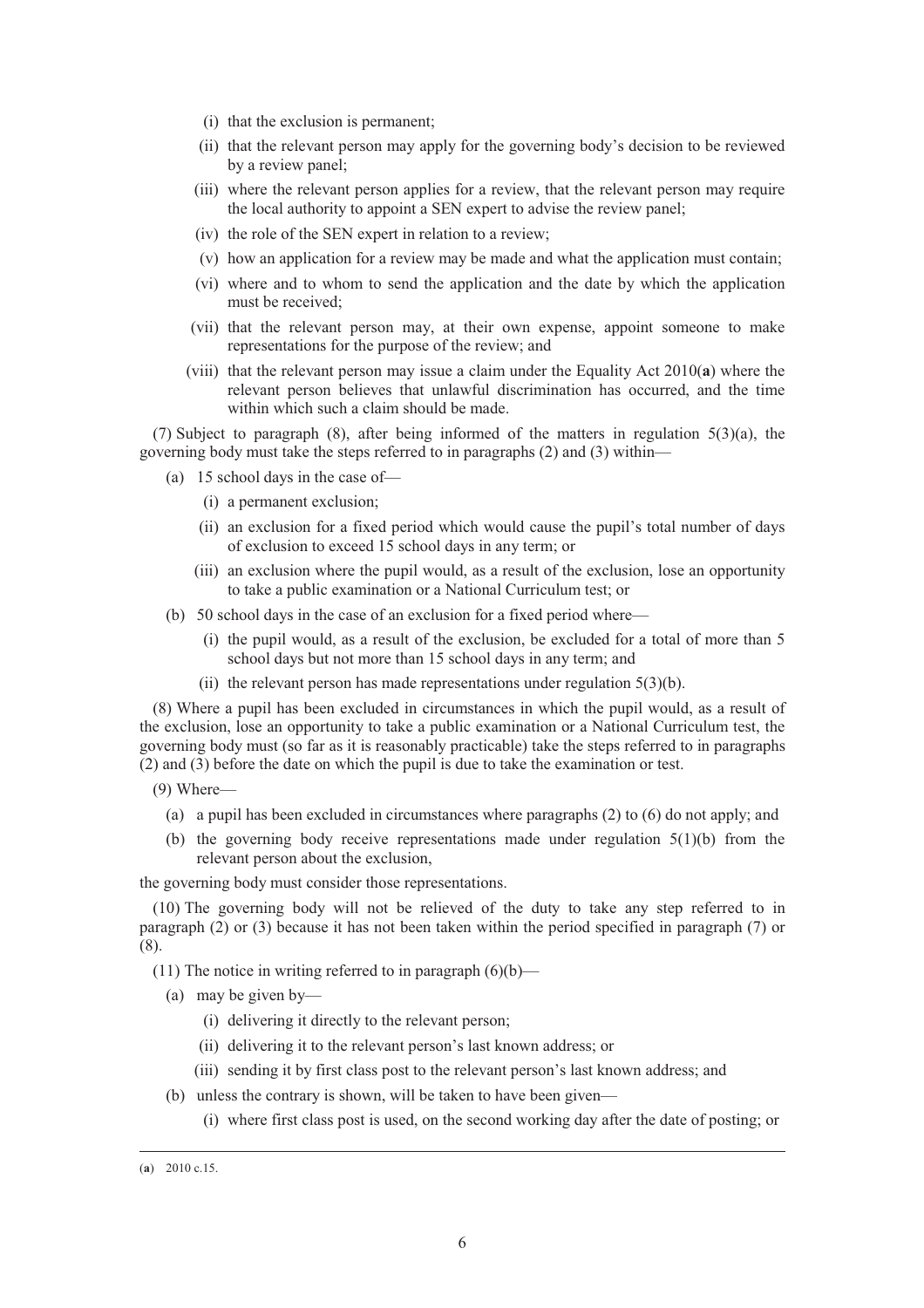(i) that the exclusion is permanent;

(ii) that the relevant person may apply for the governing body's decision to be reviewed by a review panel;

(iii) where the relevant person applies for a review, that the relevant person may require the local authority to appoint a SEN expert to advise the review panel;

(iv) the role of the SEN expert in relation to a review;

(v) how an application for a review may be made and what the application must contain;

(vi) where and to whom to send the application and the date by which the application must be received;

(vii) that the relevant person may, at their own expense, appoint someone to make representations for the purpose of the review; and

(viii) that the relevant person may issue a claim under the Equality Act 2010(**a**) where the relevant person believes that unlawful discrimination has occurred, and the time within which such a claim should be made.

(7) Subject to paragraph (8), after being informed of the matters in regulation 5(3)(a), the governing body must take the steps referred to in paragraphs (2) and (3) within—

(a) 15 school days in the case of—

(i) a permanent exclusion;

(ii) an exclusion for a fixed period which would cause the pupil's total number of days of exclusion to exceed 15 school days in any term; or

(iii) an exclusion where the pupil would, as a result of the exclusion, lose an opportunity to take a public examination or a National Curriculum test; or

(b) 50 school days in the case of an exclusion for a fixed period where—

(i) the pupil would, as a result of the exclusion, be excluded for a total of more than 5 school days but not more than 15 school days in any term; and

(ii) the relevant person has made representations under regulation 5(3)(b).

(8) Where a pupil has been excluded in circumstances in which the pupil would, as a result of the exclusion, lose an opportunity to take a public examination or a National Curriculum test, the governing body must (so far as it is reasonably practicable) take the steps referred to in paragraphs (2) and (3) before the date on which the pupil is due to take the examination or test.

(9) Where—

(a) a pupil has been excluded in circumstances where paragraphs (2) to (6) do not apply; and

(b) the governing body receive representations made under regulation 5(1)(b) from the relevant person about the exclusion,

the governing body must consider those representations.

(10) The governing body will not be relieved of the duty to take any step referred to in paragraph (2) or (3) because it has not been taken within the period specified in paragraph (7) or (8).

(11) The notice in writing referred to in paragraph (6)(b)—

(a) may be given by—

(i) delivering it directly to the relevant person;

(ii) delivering it to the relevant person's last known address; or

(iii) sending it by first class post to the relevant person's last known address; and

(b) unless the contrary is shown, will be taken to have been given—

(i) where first class post is used, on the second working day after the date of posting; or

---

(**a**) 2010 c.15.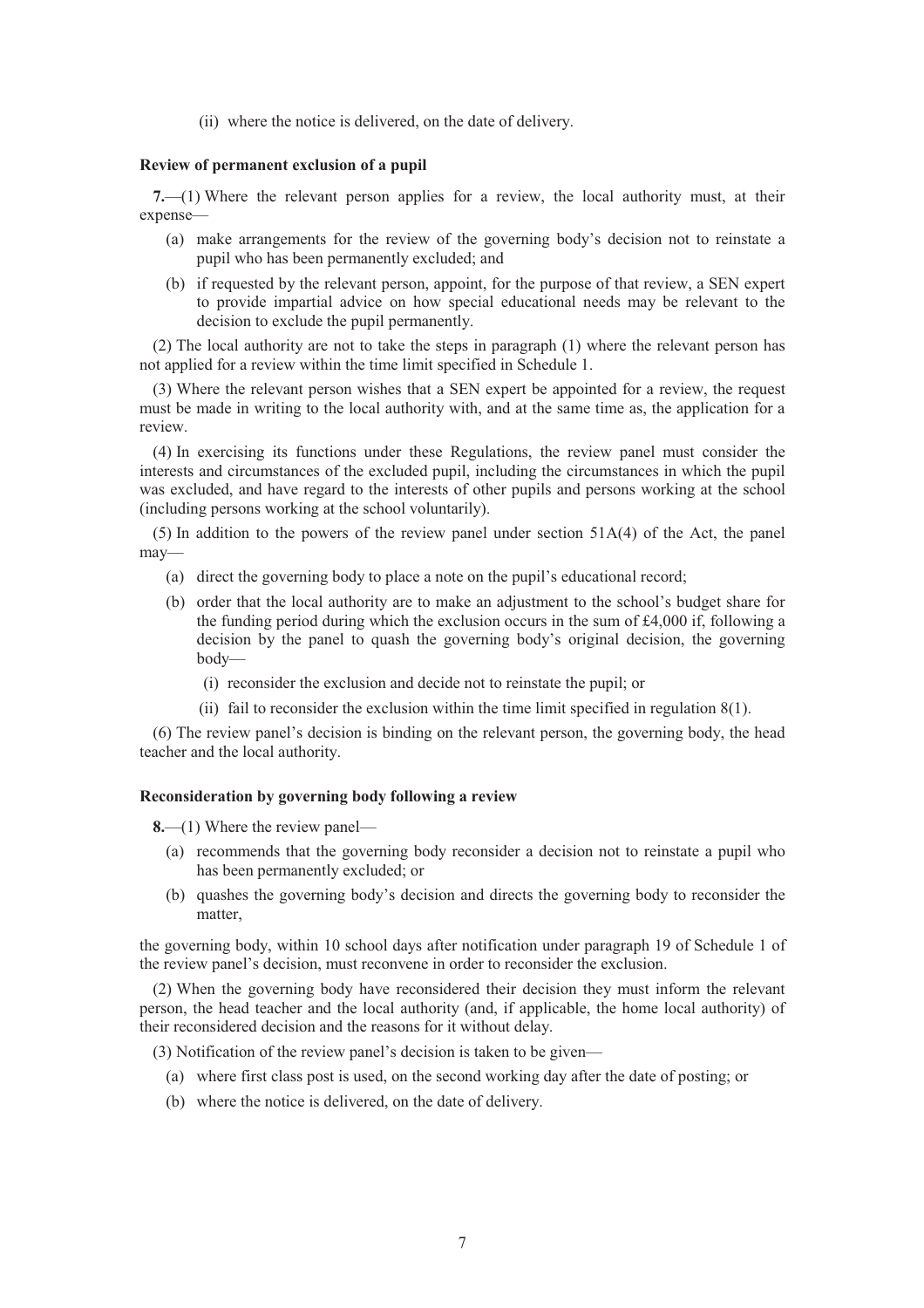(ii) where the notice is delivered, on the date of delivery.

**Review of permanent exclusion of a pupil**

**7.**—(1) Where the relevant person applies for a review, the local authority must, at their expense—

(a) make arrangements for the review of the governing body's decision not to reinstate a pupil who has been permanently excluded; and

(b) if requested by the relevant person, appoint, for the purpose of that review, a SEN expert to provide impartial advice on how special educational needs may be relevant to the decision to exclude the pupil permanently.

(2) The local authority are not to take the steps in paragraph (1) where the relevant person has not applied for a review within the time limit specified in Schedule 1.

(3) Where the relevant person wishes that a SEN expert be appointed for a review, the request must be made in writing to the local authority with, and at the same time as, the application for a review.

(4) In exercising its functions under these Regulations, the review panel must consider the interests and circumstances of the excluded pupil, including the circumstances in which the pupil was excluded, and have regard to the interests of other pupils and persons working at the school (including persons working at the school voluntarily).

(5) In addition to the powers of the review panel under section 51A(4) of the Act, the panel may—

(a) direct the governing body to place a note on the pupil's educational record;

(b) order that the local authority are to make an adjustment to the school's budget share for the funding period during which the exclusion occurs in the sum of £4,000 if, following a decision by the panel to quash the governing body's original decision, the governing body—

(i) reconsider the exclusion and decide not to reinstate the pupil; or

(ii) fail to reconsider the exclusion within the time limit specified in regulation 8(1).

(6) The review panel's decision is binding on the relevant person, the governing body, the head teacher and the local authority.

**Reconsideration by governing body following a review**

**8.**—(1) Where the review panel—

(a) recommends that the governing body reconsider a decision not to reinstate a pupil who has been permanently excluded; or

(b) quashes the governing body's decision and directs the governing body to reconsider the matter,

the governing body, within 10 school days after notification under paragraph 19 of Schedule 1 of the review panel's decision, must reconvene in order to reconsider the exclusion.

(2) When the governing body have reconsidered their decision they must inform the relevant person, the head teacher and the local authority (and, if applicable, the home local authority) of their reconsidered decision and the reasons for it without delay.

(3) Notification of the review panel's decision is taken to be given—

(a) where first class post is used, on the second working day after the date of posting; or

(b) where the notice is delivered, on the date of delivery.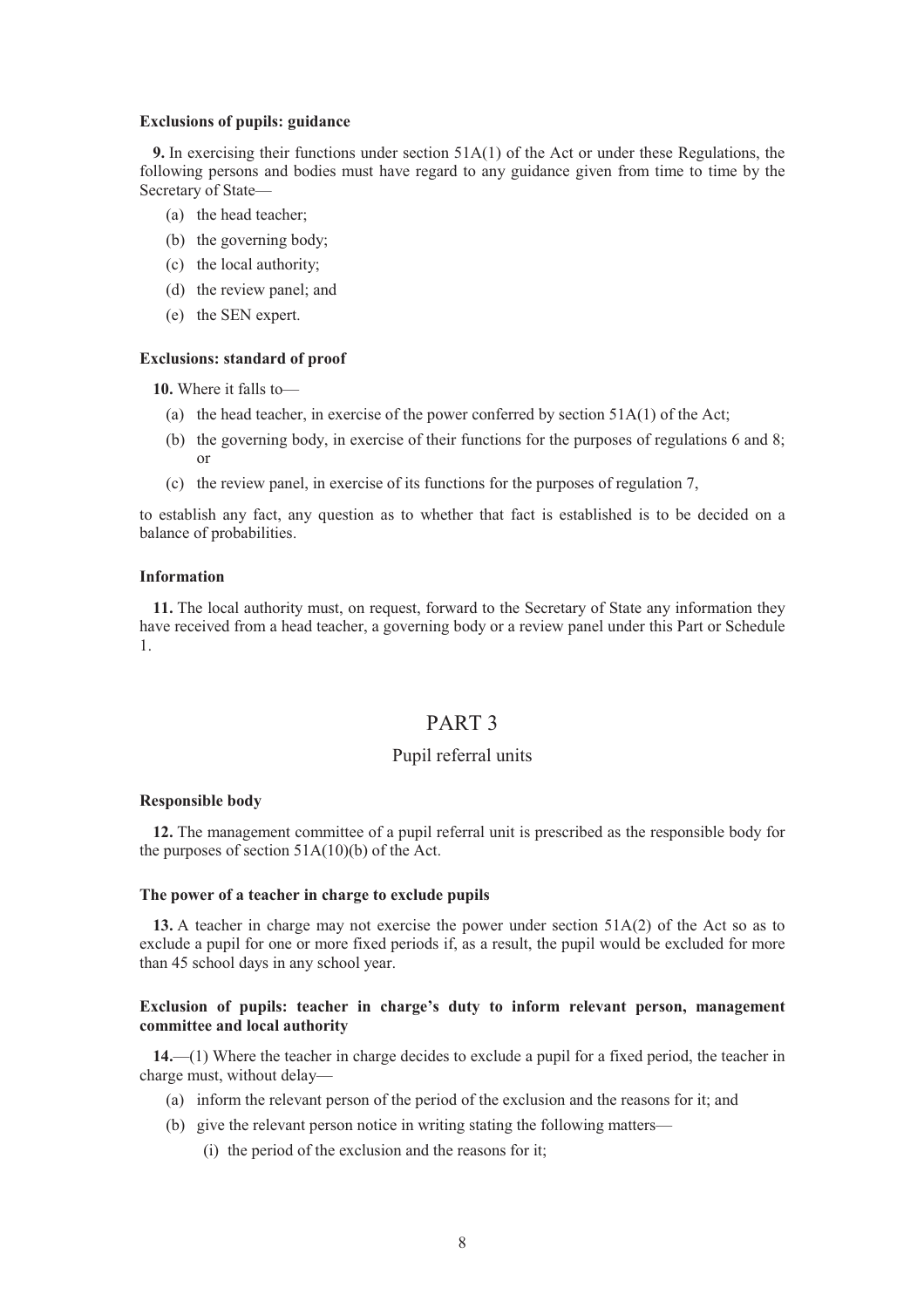**Exclusions of pupils: guidance**

**9.** In exercising their functions under section 51A(1) of the Act or under these Regulations, the following persons and bodies must have regard to any guidance given from time to time by the Secretary of State—

(a) the head teacher;

(b) the governing body;

(c) the local authority;

(d) the review panel; and

(e) the SEN expert.

**Exclusions: standard of proof**

**10.** Where it falls to—

(a) the head teacher, in exercise of the power conferred by section 51A(1) of the Act;

(b) the governing body, in exercise of their functions for the purposes of regulations 6 and 8; or

(c) the review panel, in exercise of its functions for the purposes of regulation 7,

to establish any fact, any question as to whether that fact is established is to be decided on a balance of probabilities.

**Information**

**11.** The local authority must, on request, forward to the Secretary of State any information they have received from a head teacher, a governing body or a review panel under this Part or Schedule 1.

# PART 3

## Pupil referral units

**Responsible body**

**12.** The management committee of a pupil referral unit is prescribed as the responsible body for the purposes of section 51A(10)(b) of the Act.

**The power of a teacher in charge to exclude pupils**

**13.** A teacher in charge may not exercise the power under section 51A(2) of the Act so as to exclude a pupil for one or more fixed periods if, as a result, the pupil would be excluded for more than 45 school days in any school year.

**Exclusion of pupils: teacher in charge's duty to inform relevant person, management committee and local authority**

**14.**—(1) Where the teacher in charge decides to exclude a pupil for a fixed period, the teacher in charge must, without delay—

(a) inform the relevant person of the period of the exclusion and the reasons for it; and

(b) give the relevant person notice in writing stating the following matters—

(i) the period of the exclusion and the reasons for it;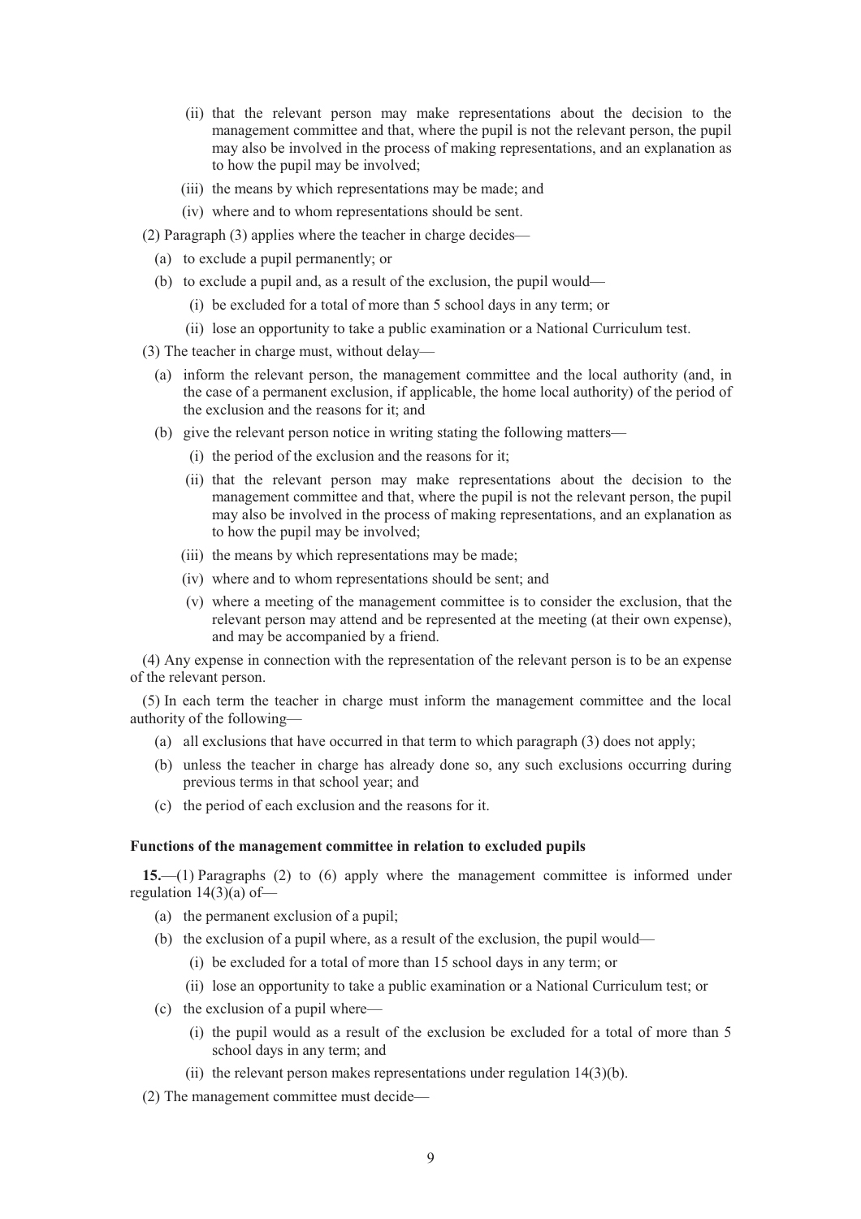(ii) that the relevant person may make representations about the decision to the management committee and that, where the pupil is not the relevant person, the pupil may also be involved in the process of making representations, and an explanation as to how the pupil may be involved;

(iii) the means by which representations may be made; and

(iv) where and to whom representations should be sent.

(2) Paragraph (3) applies where the teacher in charge decides—

(a) to exclude a pupil permanently; or

(b) to exclude a pupil and, as a result of the exclusion, the pupil would—

(i) be excluded for a total of more than 5 school days in any term; or

(ii) lose an opportunity to take a public examination or a National Curriculum test.

(3) The teacher in charge must, without delay—

(a) inform the relevant person, the management committee and the local authority (and, in the case of a permanent exclusion, if applicable, the home local authority) of the period of the exclusion and the reasons for it; and

(b) give the relevant person notice in writing stating the following matters—

(i) the period of the exclusion and the reasons for it;

(ii) that the relevant person may make representations about the decision to the management committee and that, where the pupil is not the relevant person, the pupil may also be involved in the process of making representations, and an explanation as to how the pupil may be involved;

(iii) the means by which representations may be made;

(iv) where and to whom representations should be sent; and

(v) where a meeting of the management committee is to consider the exclusion, that the relevant person may attend and be represented at the meeting (at their own expense), and may be accompanied by a friend.

(4) Any expense in connection with the representation of the relevant person is to be an expense of the relevant person.

(5) In each term the teacher in charge must inform the management committee and the local authority of the following—

(a) all exclusions that have occurred in that term to which paragraph (3) does not apply;

(b) unless the teacher in charge has already done so, any such exclusions occurring during previous terms in that school year; and

(c) the period of each exclusion and the reasons for it.

**Functions of the management committee in relation to excluded pupils**

**15.**—(1) Paragraphs (2) to (6) apply where the management committee is informed under regulation 14(3)(a) of—

(a) the permanent exclusion of a pupil;

(b) the exclusion of a pupil where, as a result of the exclusion, the pupil would—

(i) be excluded for a total of more than 15 school days in any term; or

(ii) lose an opportunity to take a public examination or a National Curriculum test; or

(c) the exclusion of a pupil where—

(i) the pupil would as a result of the exclusion be excluded for a total of more than 5 school days in any term; and

(ii) the relevant person makes representations under regulation 14(3)(b).

(2) The management committee must decide—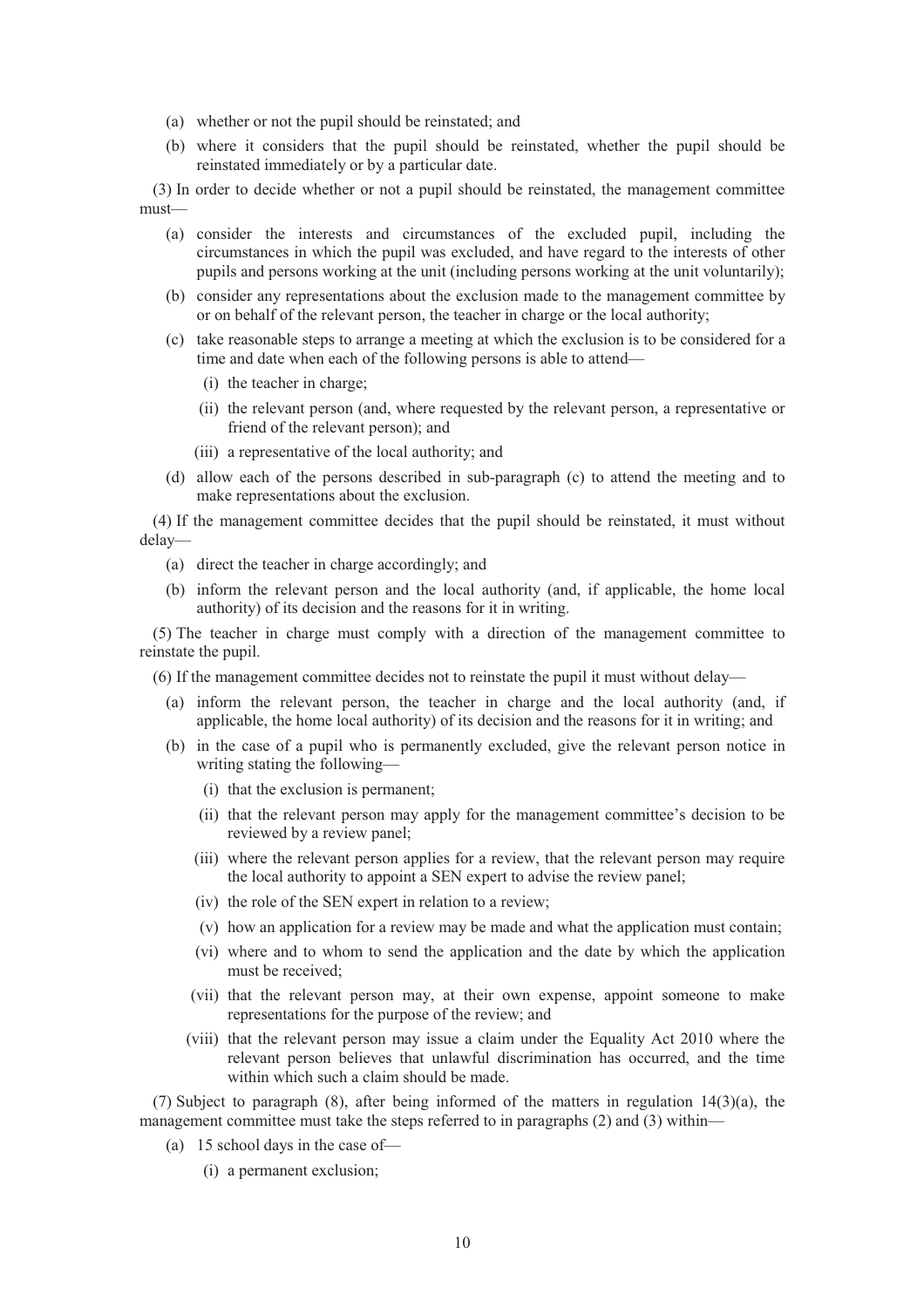(a) whether or not the pupil should be reinstated; and

(b) where it considers that the pupil should be reinstated, whether the pupil should be reinstated immediately or by a particular date.

(3) In order to decide whether or not a pupil should be reinstated, the management committee must—

(a) consider the interests and circumstances of the excluded pupil, including the circumstances in which the pupil was excluded, and have regard to the interests of other pupils and persons working at the unit (including persons working at the unit voluntarily);

(b) consider any representations about the exclusion made to the management committee by or on behalf of the relevant person, the teacher in charge or the local authority;

(c) take reasonable steps to arrange a meeting at which the exclusion is to be considered for a time and date when each of the following persons is able to attend—

(i) the teacher in charge;

(ii) the relevant person (and, where requested by the relevant person, a representative or friend of the relevant person); and

(iii) a representative of the local authority; and

(d) allow each of the persons described in sub-paragraph (c) to attend the meeting and to make representations about the exclusion.

(4) If the management committee decides that the pupil should be reinstated, it must without delay—

(a) direct the teacher in charge accordingly; and

(b) inform the relevant person and the local authority (and, if applicable, the home local authority) of its decision and the reasons for it in writing.

(5) The teacher in charge must comply with a direction of the management committee to reinstate the pupil.

(6) If the management committee decides not to reinstate the pupil it must without delay—

(a) inform the relevant person, the teacher in charge and the local authority (and, if applicable, the home local authority) of its decision and the reasons for it in writing; and

(b) in the case of a pupil who is permanently excluded, give the relevant person notice in writing stating the following—

(i) that the exclusion is permanent;

(ii) that the relevant person may apply for the management committee's decision to be reviewed by a review panel;

(iii) where the relevant person applies for a review, that the relevant person may require the local authority to appoint a SEN expert to advise the review panel;

(iv) the role of the SEN expert in relation to a review;

(v) how an application for a review may be made and what the application must contain;

(vi) where and to whom to send the application and the date by which the application must be received;

(vii) that the relevant person may, at their own expense, appoint someone to make representations for the purpose of the review; and

(viii) that the relevant person may issue a claim under the Equality Act 2010 where the relevant person believes that unlawful discrimination has occurred, and the time within which such a claim should be made.

(7) Subject to paragraph (8), after being informed of the matters in regulation 14(3)(a), the management committee must take the steps referred to in paragraphs (2) and (3) within—

(a) 15 school days in the case of—

(i) a permanent exclusion;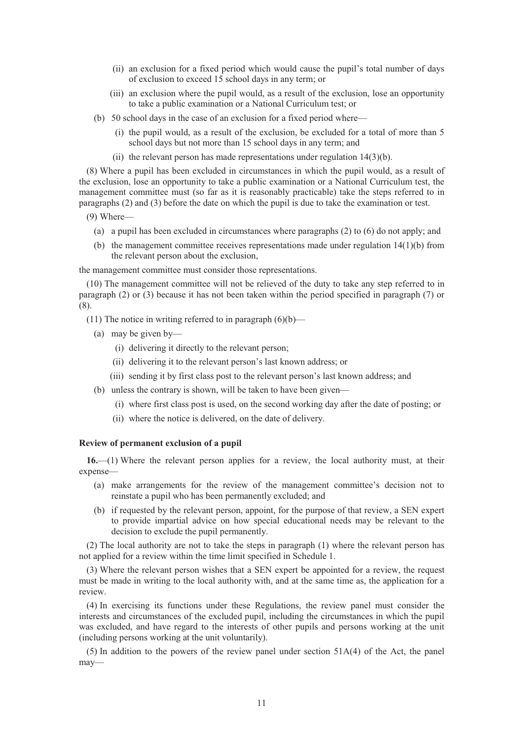(ii) an exclusion for a fixed period which would cause the pupil's total number of days of exclusion to exceed 15 school days in any term; or

(iii) an exclusion where the pupil would, as a result of the exclusion, lose an opportunity to take a public examination or a National Curriculum test; or

(b) 50 school days in the case of an exclusion for a fixed period where—

(i) the pupil would, as a result of the exclusion, be excluded for a total of more than 5 school days but not more than 15 school days in any term; and

(ii) the relevant person has made representations under regulation 14(3)(b).

(8) Where a pupil has been excluded in circumstances in which the pupil would, as a result of the exclusion, lose an opportunity to take a public examination or a National Curriculum test, the management committee must (so far as it is reasonably practicable) take the steps referred to in paragraphs (2) and (3) before the date on which the pupil is due to take the examination or test.

(9) Where—

(a) a pupil has been excluded in circumstances where paragraphs (2) to (6) do not apply; and

(b) the management committee receives representations made under regulation 14(1)(b) from the relevant person about the exclusion,

the management committee must consider those representations.

(10) The management committee will not be relieved of the duty to take any step referred to in paragraph (2) or (3) because it has not been taken within the period specified in paragraph (7) or (8).

(11) The notice in writing referred to in paragraph (6)(b)—

(a) may be given by—

(i) delivering it directly to the relevant person;

(ii) delivering it to the relevant person's last known address; or

(iii) sending it by first class post to the relevant person's last known address; and

(b) unless the contrary is shown, will be taken to have been given—

(i) where first class post is used, on the second working day after the date of posting; or

(ii) where the notice is delivered, on the date of delivery.

**Review of permanent exclusion of a pupil**

**16.**—(1) Where the relevant person applies for a review, the local authority must, at their expense—

(a) make arrangements for the review of the management committee's decision not to reinstate a pupil who has been permanently excluded; and

(b) if requested by the relevant person, appoint, for the purpose of that review, a SEN expert to provide impartial advice on how special educational needs may be relevant to the decision to exclude the pupil permanently.

(2) The local authority are not to take the steps in paragraph (1) where the relevant person has not applied for a review within the time limit specified in Schedule 1.

(3) Where the relevant person wishes that a SEN expert be appointed for a review, the request must be made in writing to the local authority with, and at the same time as, the application for a review.

(4) In exercising its functions under these Regulations, the review panel must consider the interests and circumstances of the excluded pupil, including the circumstances in which the pupil was excluded, and have regard to the interests of other pupils and persons working at the unit (including persons working at the unit voluntarily).

(5) In addition to the powers of the review panel under section 51A(4) of the Act, the panel may—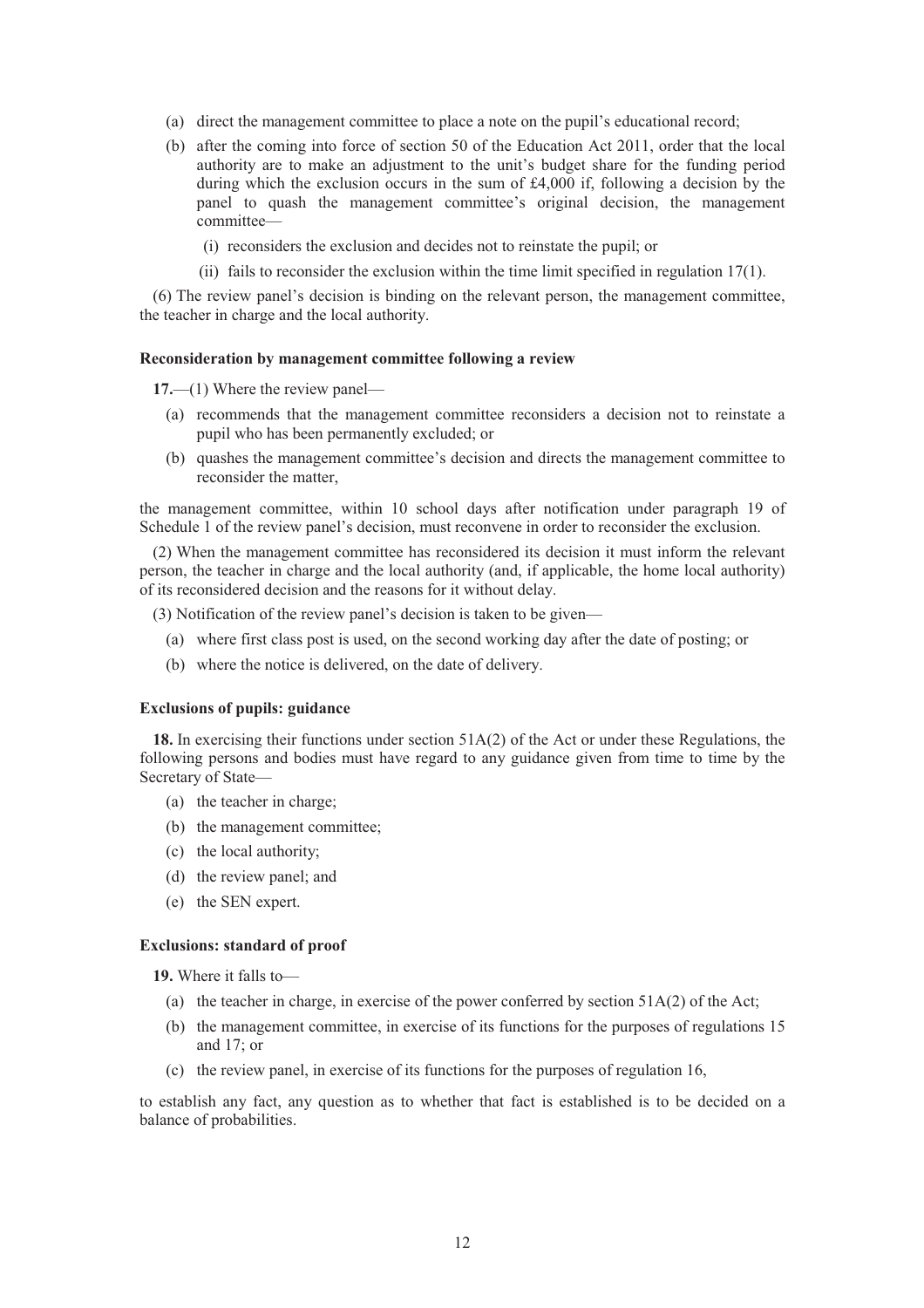(a) direct the management committee to place a note on the pupil's educational record;

(b) after the coming into force of section 50 of the Education Act 2011, order that the local authority are to make an adjustment to the unit's budget share for the funding period during which the exclusion occurs in the sum of £4,000 if, following a decision by the panel to quash the management committee's original decision, the management committee—

(i) reconsiders the exclusion and decides not to reinstate the pupil; or

(ii) fails to reconsider the exclusion within the time limit specified in regulation 17(1).

(6) The review panel's decision is binding on the relevant person, the management committee, the teacher in charge and the local authority.

**Reconsideration by management committee following a review**

**17.**—(1) Where the review panel—

(a) recommends that the management committee reconsiders a decision not to reinstate a pupil who has been permanently excluded; or

(b) quashes the management committee's decision and directs the management committee to reconsider the matter,

the management committee, within 10 school days after notification under paragraph 19 of Schedule 1 of the review panel's decision, must reconvene in order to reconsider the exclusion.

(2) When the management committee has reconsidered its decision it must inform the relevant person, the teacher in charge and the local authority (and, if applicable, the home local authority) of its reconsidered decision and the reasons for it without delay.

(3) Notification of the review panel's decision is taken to be given—

(a) where first class post is used, on the second working day after the date of posting; or

(b) where the notice is delivered, on the date of delivery.

**Exclusions of pupils: guidance**

**18.** In exercising their functions under section 51A(2) of the Act or under these Regulations, the following persons and bodies must have regard to any guidance given from time to time by the Secretary of State—

(a) the teacher in charge;

(b) the management committee;

(c) the local authority;

(d) the review panel; and

(e) the SEN expert.

**Exclusions: standard of proof**

**19.** Where it falls to—

(a) the teacher in charge, in exercise of the power conferred by section 51A(2) of the Act;

(b) the management committee, in exercise of its functions for the purposes of regulations 15 and 17; or

(c) the review panel, in exercise of its functions for the purposes of regulation 16,

to establish any fact, any question as to whether that fact is established is to be decided on a balance of probabilities.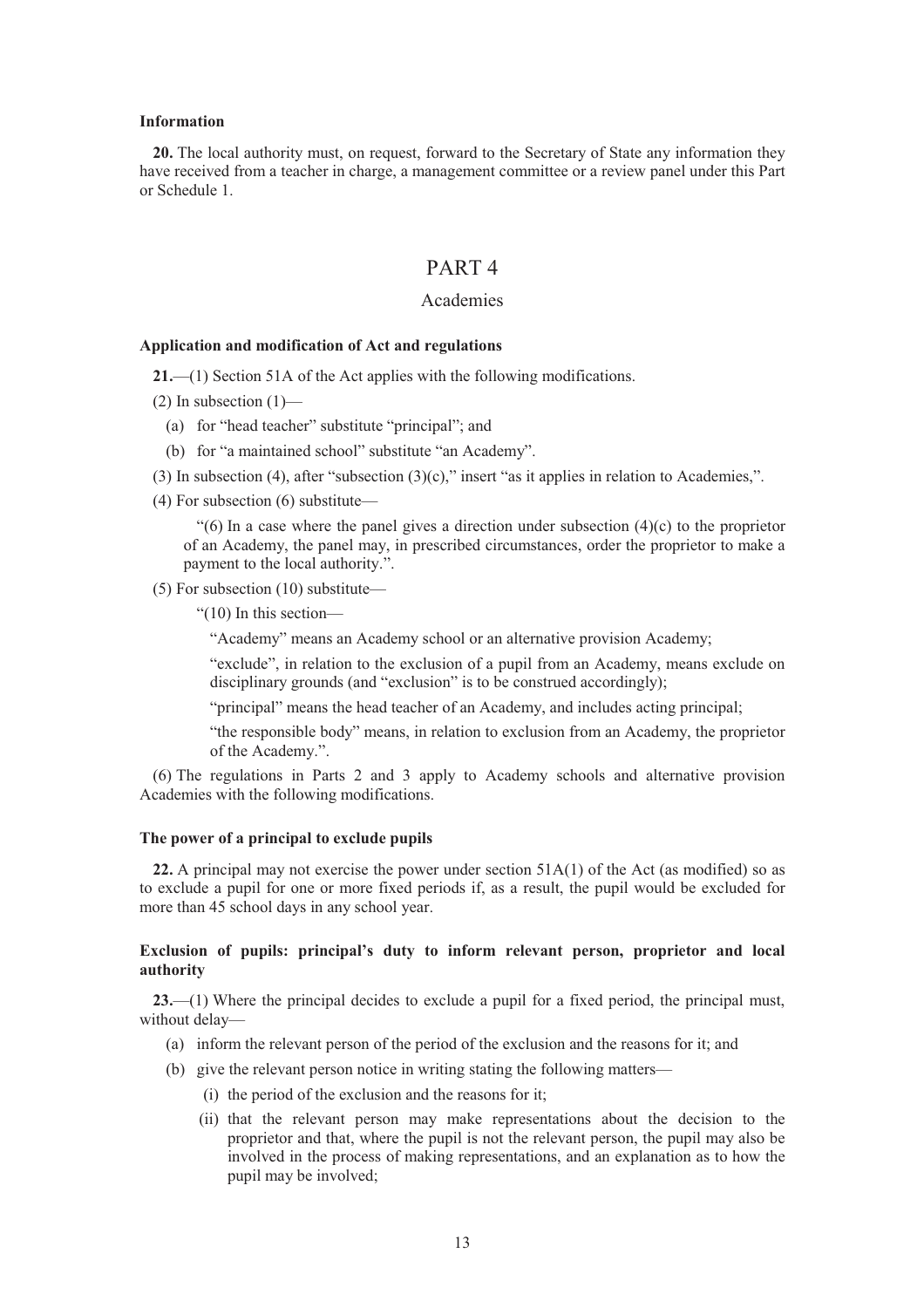**Information**

**20.** The local authority must, on request, forward to the Secretary of State any information they have received from a teacher in charge, a management committee or a review panel under this Part or Schedule 1.

# PART 4

## Academies

**Application and modification of Act and regulations**

**21.**—(1) Section 51A of the Act applies with the following modifications.

(2) In subsection (1)—

- (a) for "head teacher" substitute "principal"; and
- (b) for "a maintained school" substitute "an Academy".

(3) In subsection (4), after "subsection (3)(c)," insert "as it applies in relation to Academies,".

(4) For subsection (6) substitute—

"(6) In a case where the panel gives a direction under subsection (4)(c) to the proprietor of an Academy, the panel may, in prescribed circumstances, order the proprietor to make a payment to the local authority.".

(5) For subsection (10) substitute—

"(10) In this section—

"Academy" means an Academy school or an alternative provision Academy;

"exclude", in relation to the exclusion of a pupil from an Academy, means exclude on disciplinary grounds (and "exclusion" is to be construed accordingly);

"principal" means the head teacher of an Academy, and includes acting principal;

"the responsible body" means, in relation to exclusion from an Academy, the proprietor of the Academy.".

(6) The regulations in Parts 2 and 3 apply to Academy schools and alternative provision Academies with the following modifications.

**The power of a principal to exclude pupils**

**22.** A principal may not exercise the power under section 51A(1) of the Act (as modified) so as to exclude a pupil for one or more fixed periods if, as a result, the pupil would be excluded for more than 45 school days in any school year.

**Exclusion of pupils: principal's duty to inform relevant person, proprietor and local authority**

**23.**—(1) Where the principal decides to exclude a pupil for a fixed period, the principal must, without delay—

- (a) inform the relevant person of the period of the exclusion and the reasons for it; and
- (b) give the relevant person notice in writing stating the following matters—
  - (i) the period of the exclusion and the reasons for it;
  - (ii) that the relevant person may make representations about the decision to the proprietor and that, where the pupil is not the relevant person, the pupil may also be involved in the process of making representations, and an explanation as to how the pupil may be involved;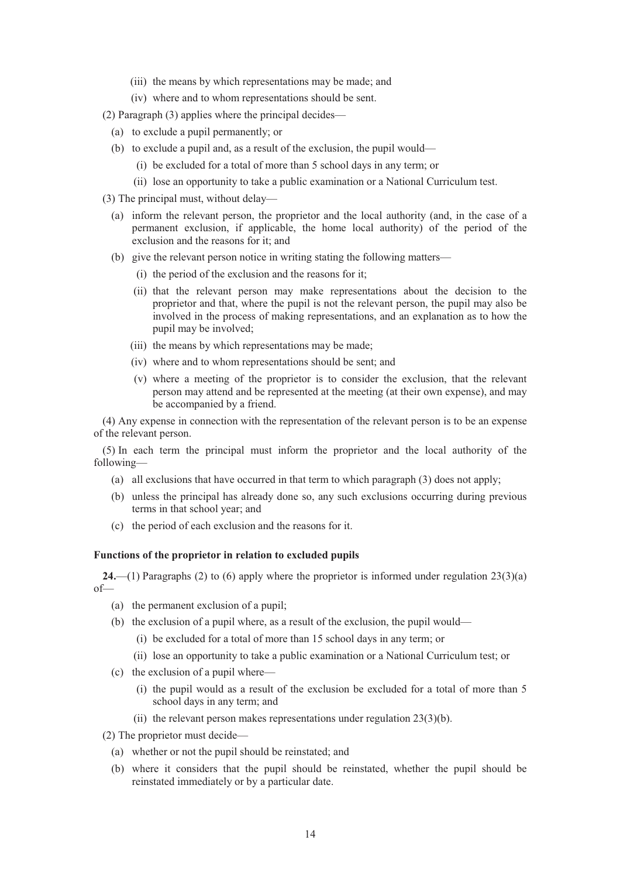(iii) the means by which representations may be made; and

(iv) where and to whom representations should be sent.

(2) Paragraph (3) applies where the principal decides—

(a) to exclude a pupil permanently; or

(b) to exclude a pupil and, as a result of the exclusion, the pupil would—

(i) be excluded for a total of more than 5 school days in any term; or

(ii) lose an opportunity to take a public examination or a National Curriculum test.

(3) The principal must, without delay—

(a) inform the relevant person, the proprietor and the local authority (and, in the case of a permanent exclusion, if applicable, the home local authority) of the period of the exclusion and the reasons for it; and

(b) give the relevant person notice in writing stating the following matters—

(i) the period of the exclusion and the reasons for it;

(ii) that the relevant person may make representations about the decision to the proprietor and that, where the pupil is not the relevant person, the pupil may also be involved in the process of making representations, and an explanation as to how the pupil may be involved;

(iii) the means by which representations may be made;

(iv) where and to whom representations should be sent; and

(v) where a meeting of the proprietor is to consider the exclusion, that the relevant person may attend and be represented at the meeting (at their own expense), and may be accompanied by a friend.

(4) Any expense in connection with the representation of the relevant person is to be an expense of the relevant person.

(5) In each term the principal must inform the proprietor and the local authority of the following—

(a) all exclusions that have occurred in that term to which paragraph (3) does not apply;

(b) unless the principal has already done so, any such exclusions occurring during previous terms in that school year; and

(c) the period of each exclusion and the reasons for it.

**Functions of the proprietor in relation to excluded pupils**

**24.**—(1) Paragraphs (2) to (6) apply where the proprietor is informed under regulation 23(3)(a) of—

(a) the permanent exclusion of a pupil;

(b) the exclusion of a pupil where, as a result of the exclusion, the pupil would—

(i) be excluded for a total of more than 15 school days in any term; or

(ii) lose an opportunity to take a public examination or a National Curriculum test; or

(c) the exclusion of a pupil where—

(i) the pupil would as a result of the exclusion be excluded for a total of more than 5 school days in any term; and

(ii) the relevant person makes representations under regulation 23(3)(b).

(2) The proprietor must decide—

(a) whether or not the pupil should be reinstated; and

(b) where it considers that the pupil should be reinstated, whether the pupil should be reinstated immediately or by a particular date.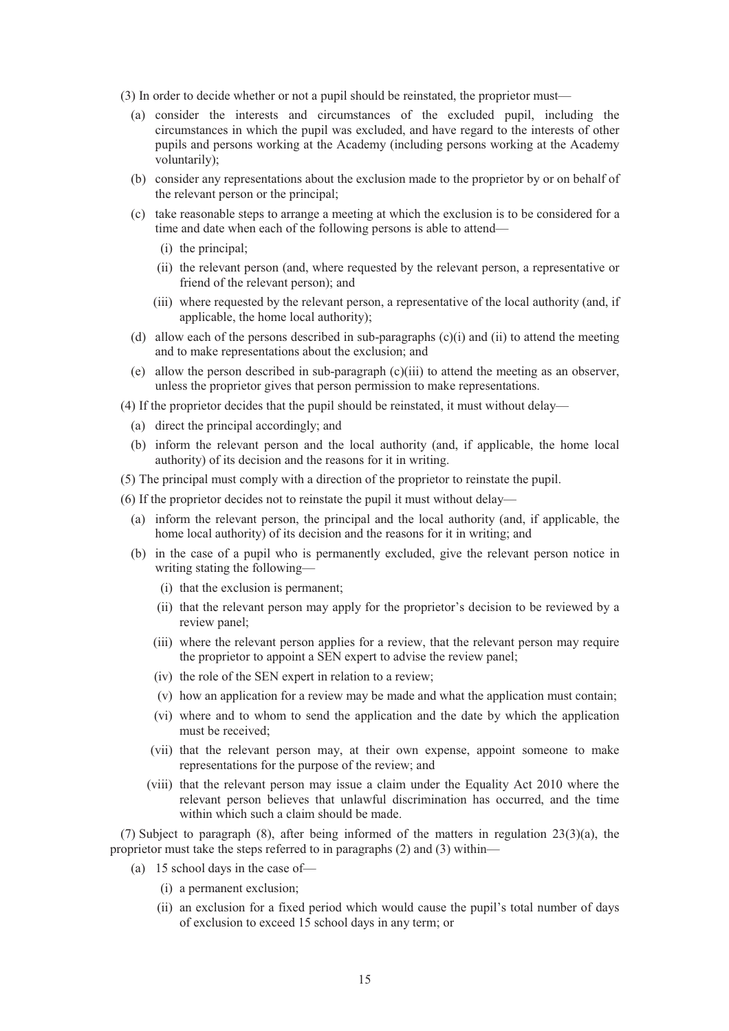(3) In order to decide whether or not a pupil should be reinstated, the proprietor must—

- (a) consider the interests and circumstances of the excluded pupil, including the circumstances in which the pupil was excluded, and have regard to the interests of other pupils and persons working at the Academy (including persons working at the Academy voluntarily);
- (b) consider any representations about the exclusion made to the proprietor by or on behalf of the relevant person or the principal;
- (c) take reasonable steps to arrange a meeting at which the exclusion is to be considered for a time and date when each of the following persons is able to attend—
  - (i) the principal;
  - (ii) the relevant person (and, where requested by the relevant person, a representative or friend of the relevant person); and
  - (iii) where requested by the relevant person, a representative of the local authority (and, if applicable, the home local authority);
- (d) allow each of the persons described in sub-paragraphs (c)(i) and (ii) to attend the meeting and to make representations about the exclusion; and
- (e) allow the person described in sub-paragraph (c)(iii) to attend the meeting as an observer, unless the proprietor gives that person permission to make representations.

(4) If the proprietor decides that the pupil should be reinstated, it must without delay—

- (a) direct the principal accordingly; and
- (b) inform the relevant person and the local authority (and, if applicable, the home local authority) of its decision and the reasons for it in writing.

(5) The principal must comply with a direction of the proprietor to reinstate the pupil.

(6) If the proprietor decides not to reinstate the pupil it must without delay—

- (a) inform the relevant person, the principal and the local authority (and, if applicable, the home local authority) of its decision and the reasons for it in writing; and
- (b) in the case of a pupil who is permanently excluded, give the relevant person notice in writing stating the following—
  - (i) that the exclusion is permanent;
  - (ii) that the relevant person may apply for the proprietor's decision to be reviewed by a review panel;
  - (iii) where the relevant person applies for a review, that the relevant person may require the proprietor to appoint a SEN expert to advise the review panel;
  - (iv) the role of the SEN expert in relation to a review;
  - (v) how an application for a review may be made and what the application must contain;
  - (vi) where and to whom to send the application and the date by which the application must be received;
  - (vii) that the relevant person may, at their own expense, appoint someone to make representations for the purpose of the review; and
  - (viii) that the relevant person may issue a claim under the Equality Act 2010 where the relevant person believes that unlawful discrimination has occurred, and the time within which such a claim should be made.

(7) Subject to paragraph (8), after being informed of the matters in regulation 23(3)(a), the proprietor must take the steps referred to in paragraphs (2) and (3) within—

- (a) 15 school days in the case of—
  - (i) a permanent exclusion;
  - (ii) an exclusion for a fixed period which would cause the pupil's total number of days of exclusion to exceed 15 school days in any term; or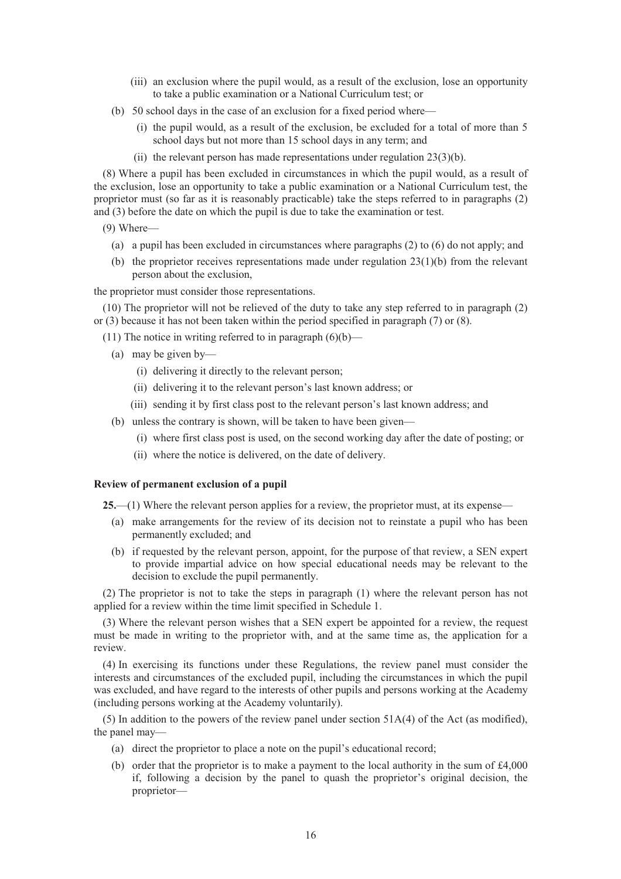(iii) an exclusion where the pupil would, as a result of the exclusion, lose an opportunity to take a public examination or a National Curriculum test; or

(b) 50 school days in the case of an exclusion for a fixed period where—

(i) the pupil would, as a result of the exclusion, be excluded for a total of more than 5 school days but not more than 15 school days in any term; and

(ii) the relevant person has made representations under regulation 23(3)(b).

(8) Where a pupil has been excluded in circumstances in which the pupil would, as a result of the exclusion, lose an opportunity to take a public examination or a National Curriculum test, the proprietor must (so far as it is reasonably practicable) take the steps referred to in paragraphs (2) and (3) before the date on which the pupil is due to take the examination or test.

(9) Where—

(a) a pupil has been excluded in circumstances where paragraphs (2) to (6) do not apply; and

(b) the proprietor receives representations made under regulation 23(1)(b) from the relevant person about the exclusion,

the proprietor must consider those representations.

(10) The proprietor will not be relieved of the duty to take any step referred to in paragraph (2) or (3) because it has not been taken within the period specified in paragraph (7) or (8).

(11) The notice in writing referred to in paragraph (6)(b)—

(a) may be given by—

(i) delivering it directly to the relevant person;

(ii) delivering it to the relevant person's last known address; or

(iii) sending it by first class post to the relevant person's last known address; and

(b) unless the contrary is shown, will be taken to have been given—

(i) where first class post is used, on the second working day after the date of posting; or

(ii) where the notice is delivered, on the date of delivery.

**Review of permanent exclusion of a pupil**

**25.**—(1) Where the relevant person applies for a review, the proprietor must, at its expense—

(a) make arrangements for the review of its decision not to reinstate a pupil who has been permanently excluded; and

(b) if requested by the relevant person, appoint, for the purpose of that review, a SEN expert to provide impartial advice on how special educational needs may be relevant to the decision to exclude the pupil permanently.

(2) The proprietor is not to take the steps in paragraph (1) where the relevant person has not applied for a review within the time limit specified in Schedule 1.

(3) Where the relevant person wishes that a SEN expert be appointed for a review, the request must be made in writing to the proprietor with, and at the same time as, the application for a review.

(4) In exercising its functions under these Regulations, the review panel must consider the interests and circumstances of the excluded pupil, including the circumstances in which the pupil was excluded, and have regard to the interests of other pupils and persons working at the Academy (including persons working at the Academy voluntarily).

(5) In addition to the powers of the review panel under section 51A(4) of the Act (as modified), the panel may—

(a) direct the proprietor to place a note on the pupil's educational record;

(b) order that the proprietor is to make a payment to the local authority in the sum of £4,000 if, following a decision by the panel to quash the proprietor's original decision, the proprietor—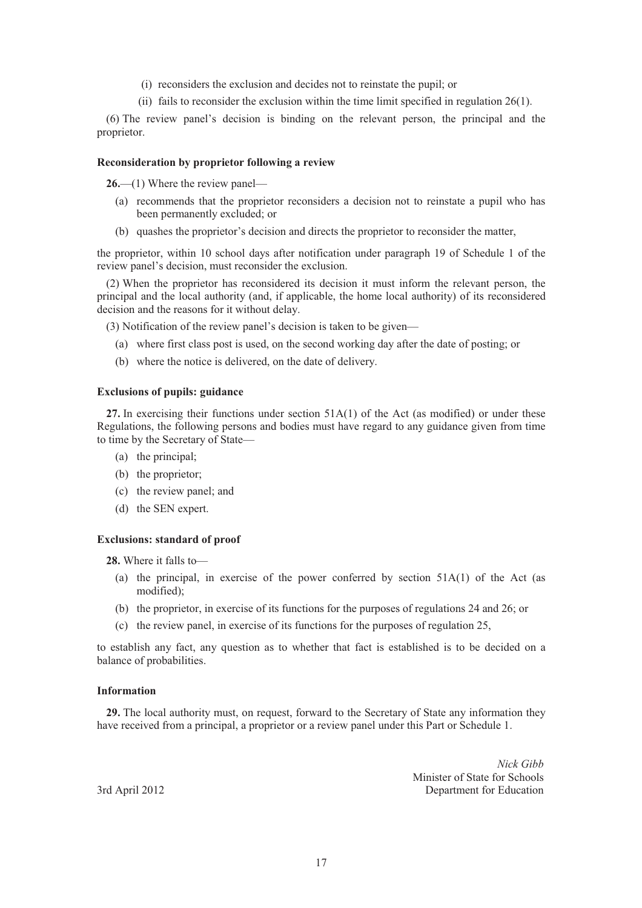(i) reconsiders the exclusion and decides not to reinstate the pupil; or

(ii) fails to reconsider the exclusion within the time limit specified in regulation 26(1).

(6) The review panel's decision is binding on the relevant person, the principal and the proprietor.

**Reconsideration by proprietor following a review**

**26.**—(1) Where the review panel—

(a) recommends that the proprietor reconsiders a decision not to reinstate a pupil who has been permanently excluded; or

(b) quashes the proprietor's decision and directs the proprietor to reconsider the matter,

the proprietor, within 10 school days after notification under paragraph 19 of Schedule 1 of the review panel's decision, must reconsider the exclusion.

(2) When the proprietor has reconsidered its decision it must inform the relevant person, the principal and the local authority (and, if applicable, the home local authority) of its reconsidered decision and the reasons for it without delay.

(3) Notification of the review panel's decision is taken to be given—

(a) where first class post is used, on the second working day after the date of posting; or

(b) where the notice is delivered, on the date of delivery.

**Exclusions of pupils: guidance**

**27.** In exercising their functions under section 51A(1) of the Act (as modified) or under these Regulations, the following persons and bodies must have regard to any guidance given from time to time by the Secretary of State—

(a) the principal;

(b) the proprietor;

(c) the review panel; and

(d) the SEN expert.

**Exclusions: standard of proof**

**28.** Where it falls to—

(a) the principal, in exercise of the power conferred by section 51A(1) of the Act (as modified);

(b) the proprietor, in exercise of its functions for the purposes of regulations 24 and 26; or

(c) the review panel, in exercise of its functions for the purposes of regulation 25,

to establish any fact, any question as to whether that fact is established is to be decided on a balance of probabilities.

**Information**

**29.** The local authority must, on request, forward to the Secretary of State any information they have received from a principal, a proprietor or a review panel under this Part or Schedule 1.

*Nick Gibb*
Minister of State for Schools
Department for Education

3rd April 2012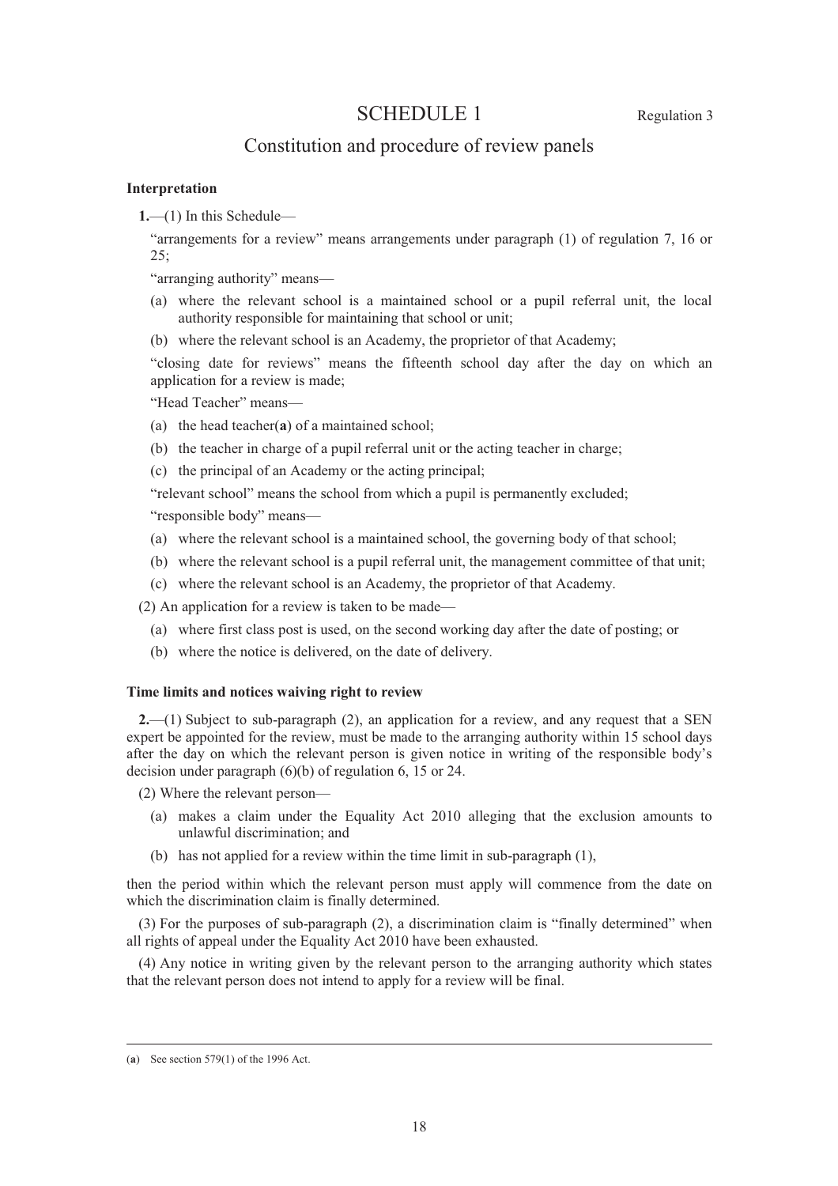# SCHEDULE 1

Regulation 3

## Constitution and procedure of review panels

### Interpretation

**1.**—(1) In this Schedule—

"arrangements for a review" means arrangements under paragraph (1) of regulation 7, 16 or 25;

"arranging authority" means—

(a) where the relevant school is a maintained school or a pupil referral unit, the local authority responsible for maintaining that school or unit;

(b) where the relevant school is an Academy, the proprietor of that Academy;

"closing date for reviews" means the fifteenth school day after the day on which an application for a review is made;

"Head Teacher" means—

(a) the head teacher(**a**) of a maintained school;

(b) the teacher in charge of a pupil referral unit or the acting teacher in charge;

(c) the principal of an Academy or the acting principal;

"relevant school" means the school from which a pupil is permanently excluded;

"responsible body" means—

(a) where the relevant school is a maintained school, the governing body of that school;

(b) where the relevant school is a pupil referral unit, the management committee of that unit;

(c) where the relevant school is an Academy, the proprietor of that Academy.

(2) An application for a review is taken to be made—

(a) where first class post is used, on the second working day after the date of posting; or

(b) where the notice is delivered, on the date of delivery.

### Time limits and notices waiving right to review

**2.**—(1) Subject to sub-paragraph (2), an application for a review, and any request that a SEN expert be appointed for the review, must be made to the arranging authority within 15 school days after the day on which the relevant person is given notice in writing of the responsible body's decision under paragraph (6)(b) of regulation 6, 15 or 24.

(2) Where the relevant person—

(a) makes a claim under the Equality Act 2010 alleging that the exclusion amounts to unlawful discrimination; and

(b) has not applied for a review within the time limit in sub-paragraph (1),

then the period within which the relevant person must apply will commence from the date on which the discrimination claim is finally determined.

(3) For the purposes of sub-paragraph (2), a discrimination claim is "finally determined" when all rights of appeal under the Equality Act 2010 have been exhausted.

(4) Any notice in writing given by the relevant person to the arranging authority which states that the relevant person does not intend to apply for a review will be final.

---

(**a**) See section 579(1) of the 1996 Act.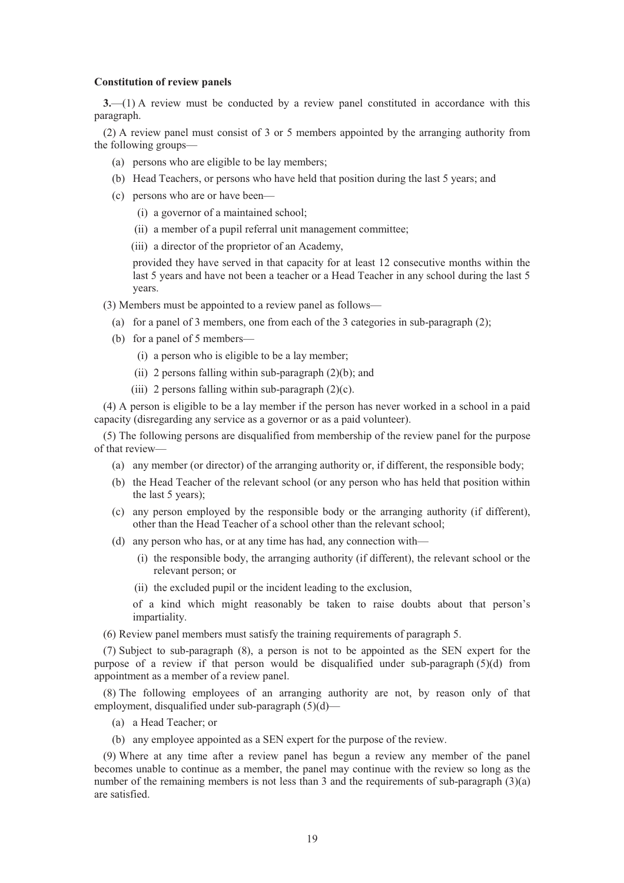**Constitution of review panels**

**3.**—(1) A review must be conducted by a review panel constituted in accordance with this paragraph.

(2) A review panel must consist of 3 or 5 members appointed by the arranging authority from the following groups—

- (a) persons who are eligible to be lay members;
- (b) Head Teachers, or persons who have held that position during the last 5 years; and
- (c) persons who are or have been—
  - (i) a governor of a maintained school;
  - (ii) a member of a pupil referral unit management committee;
  - (iii) a director of the proprietor of an Academy,

  provided they have served in that capacity for at least 12 consecutive months within the last 5 years and have not been a teacher or a Head Teacher in any school during the last 5 years.

(3) Members must be appointed to a review panel as follows—

- (a) for a panel of 3 members, one from each of the 3 categories in sub-paragraph (2);
- (b) for a panel of 5 members—
  - (i) a person who is eligible to be a lay member;
  - (ii) 2 persons falling within sub-paragraph (2)(b); and
  - (iii) 2 persons falling within sub-paragraph (2)(c).

(4) A person is eligible to be a lay member if the person has never worked in a school in a paid capacity (disregarding any service as a governor or as a paid volunteer).

(5) The following persons are disqualified from membership of the review panel for the purpose of that review—

- (a) any member (or director) of the arranging authority or, if different, the responsible body;
- (b) the Head Teacher of the relevant school (or any person who has held that position within the last 5 years);
- (c) any person employed by the responsible body or the arranging authority (if different), other than the Head Teacher of a school other than the relevant school;
- (d) any person who has, or at any time has had, any connection with—
  - (i) the responsible body, the arranging authority (if different), the relevant school or the relevant person; or
  - (ii) the excluded pupil or the incident leading to the exclusion,

  of a kind which might reasonably be taken to raise doubts about that person's impartiality.

(6) Review panel members must satisfy the training requirements of paragraph 5.

(7) Subject to sub-paragraph (8), a person is not to be appointed as the SEN expert for the purpose of a review if that person would be disqualified under sub-paragraph (5)(d) from appointment as a member of a review panel.

(8) The following employees of an arranging authority are not, by reason only of that employment, disqualified under sub-paragraph (5)(d)—

- (a) a Head Teacher; or
- (b) any employee appointed as a SEN expert for the purpose of the review.

(9) Where at any time after a review panel has begun a review any member of the panel becomes unable to continue as a member, the panel may continue with the review so long as the number of the remaining members is not less than 3 and the requirements of sub-paragraph (3)(a) are satisfied.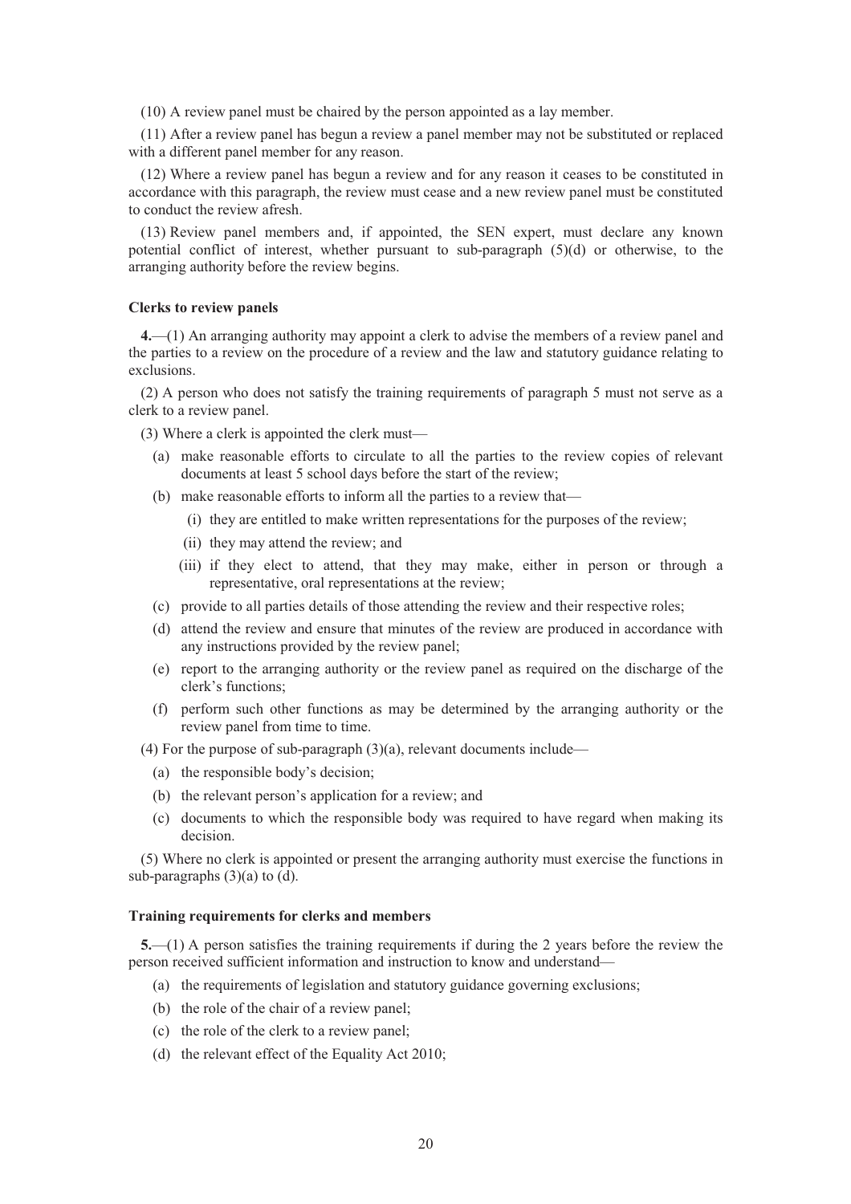(10) A review panel must be chaired by the person appointed as a lay member.

(11) After a review panel has begun a review a panel member may not be substituted or replaced with a different panel member for any reason.

(12) Where a review panel has begun a review and for any reason it ceases to be constituted in accordance with this paragraph, the review must cease and a new review panel must be constituted to conduct the review afresh.

(13) Review panel members and, if appointed, the SEN expert, must declare any known potential conflict of interest, whether pursuant to sub-paragraph (5)(d) or otherwise, to the arranging authority before the review begins.

**Clerks to review panels**

**4.**—(1) An arranging authority may appoint a clerk to advise the members of a review panel and the parties to a review on the procedure of a review and the law and statutory guidance relating to exclusions.

(2) A person who does not satisfy the training requirements of paragraph 5 must not serve as a clerk to a review panel.

(3) Where a clerk is appointed the clerk must—

- (a) make reasonable efforts to circulate to all the parties to the review copies of relevant documents at least 5 school days before the start of the review;
- (b) make reasonable efforts to inform all the parties to a review that—
  - (i) they are entitled to make written representations for the purposes of the review;
  - (ii) they may attend the review; and
  - (iii) if they elect to attend, that they may make, either in person or through a representative, oral representations at the review;
- (c) provide to all parties details of those attending the review and their respective roles;
- (d) attend the review and ensure that minutes of the review are produced in accordance with any instructions provided by the review panel;
- (e) report to the arranging authority or the review panel as required on the discharge of the clerk's functions;
- (f) perform such other functions as may be determined by the arranging authority or the review panel from time to time.

(4) For the purpose of sub-paragraph (3)(a), relevant documents include—

- (a) the responsible body's decision;
- (b) the relevant person's application for a review; and
- (c) documents to which the responsible body was required to have regard when making its decision.

(5) Where no clerk is appointed or present the arranging authority must exercise the functions in sub-paragraphs (3)(a) to (d).

**Training requirements for clerks and members**

**5.**—(1) A person satisfies the training requirements if during the 2 years before the review the person received sufficient information and instruction to know and understand—

- (a) the requirements of legislation and statutory guidance governing exclusions;
- (b) the role of the chair of a review panel;
- (c) the role of the clerk to a review panel;
- (d) the relevant effect of the Equality Act 2010;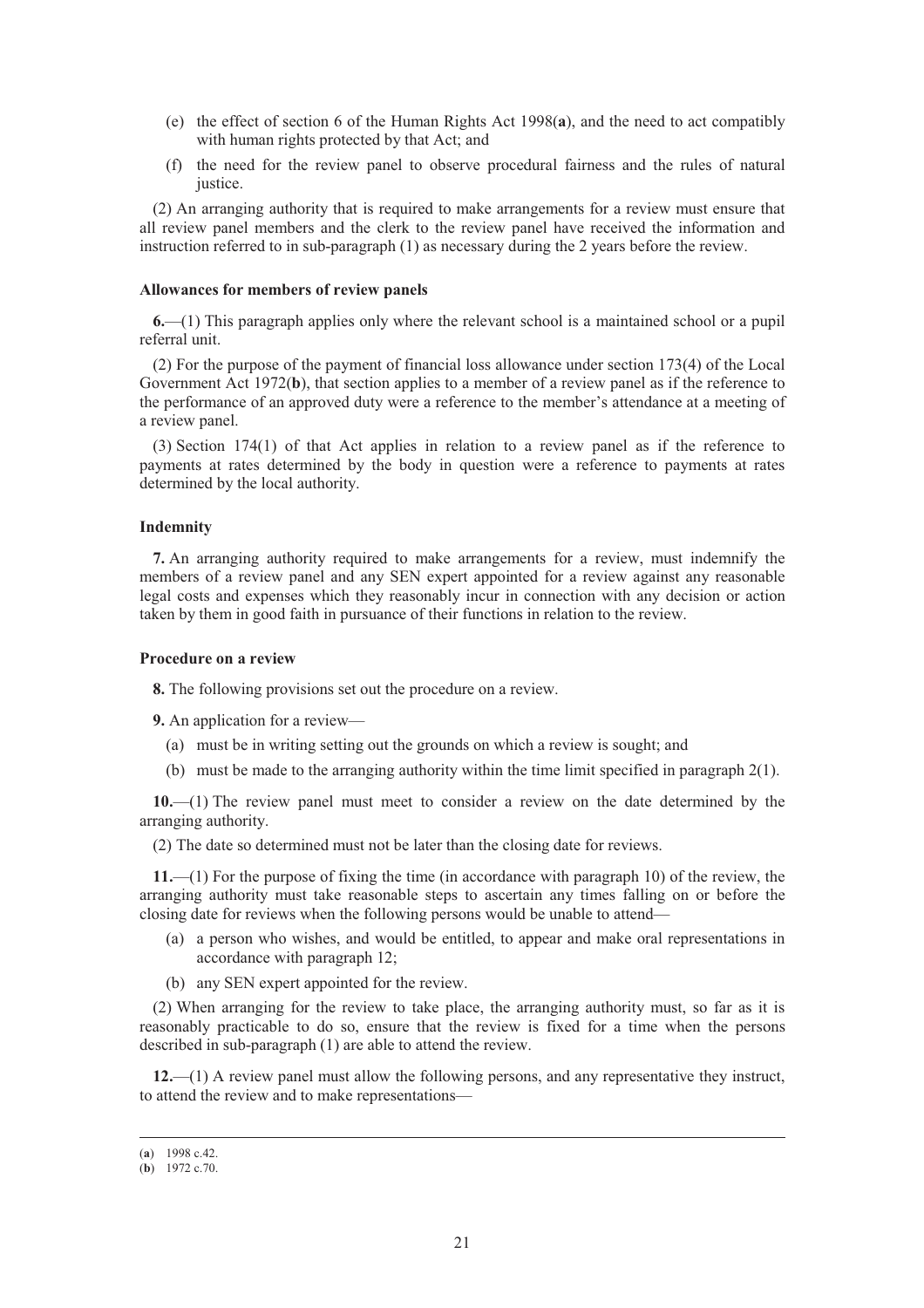(e) the effect of section 6 of the Human Rights Act 1998(**a**), and the need to act compatibly with human rights protected by that Act; and

(f) the need for the review panel to observe procedural fairness and the rules of natural justice.

(2) An arranging authority that is required to make arrangements for a review must ensure that all review panel members and the clerk to the review panel have received the information and instruction referred to in sub-paragraph (1) as necessary during the 2 years before the review.

**Allowances for members of review panels**

**6.**—(1) This paragraph applies only where the relevant school is a maintained school or a pupil referral unit.

(2) For the purpose of the payment of financial loss allowance under section 173(4) of the Local Government Act 1972(**b**), that section applies to a member of a review panel as if the reference to the performance of an approved duty were a reference to the member's attendance at a meeting of a review panel.

(3) Section 174(1) of that Act applies in relation to a review panel as if the reference to payments at rates determined by the body in question were a reference to payments at rates determined by the local authority.

**Indemnity**

**7.** An arranging authority required to make arrangements for a review, must indemnify the members of a review panel and any SEN expert appointed for a review against any reasonable legal costs and expenses which they reasonably incur in connection with any decision or action taken by them in good faith in pursuance of their functions in relation to the review.

**Procedure on a review**

**8.** The following provisions set out the procedure on a review.

**9.** An application for a review—

(a) must be in writing setting out the grounds on which a review is sought; and

(b) must be made to the arranging authority within the time limit specified in paragraph 2(1).

**10.**—(1) The review panel must meet to consider a review on the date determined by the arranging authority.

(2) The date so determined must not be later than the closing date for reviews.

**11.**—(1) For the purpose of fixing the time (in accordance with paragraph 10) of the review, the arranging authority must take reasonable steps to ascertain any times falling on or before the closing date for reviews when the following persons would be unable to attend—

(a) a person who wishes, and would be entitled, to appear and make oral representations in accordance with paragraph 12;

(b) any SEN expert appointed for the review.

(2) When arranging for the review to take place, the arranging authority must, so far as it is reasonably practicable to do so, ensure that the review is fixed for a time when the persons described in sub-paragraph (1) are able to attend the review.

**12.**—(1) A review panel must allow the following persons, and any representative they instruct, to attend the review and to make representations—

---

(**a**) 1998 c.42.

(**b**) 1972 c.70.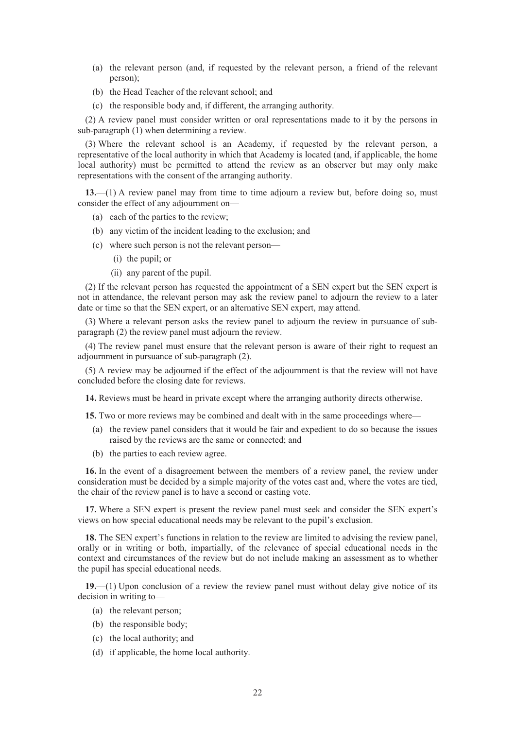(a) the relevant person (and, if requested by the relevant person, a friend of the relevant person);

(b) the Head Teacher of the relevant school; and

(c) the responsible body and, if different, the arranging authority.

(2) A review panel must consider written or oral representations made to it by the persons in sub-paragraph (1) when determining a review.

(3) Where the relevant school is an Academy, if requested by the relevant person, a representative of the local authority in which that Academy is located (and, if applicable, the home local authority) must be permitted to attend the review as an observer but may only make representations with the consent of the arranging authority.

**13.**—(1) A review panel may from time to time adjourn a review but, before doing so, must consider the effect of any adjournment on—

(a) each of the parties to the review;

(b) any victim of the incident leading to the exclusion; and

(c) where such person is not the relevant person—

(i) the pupil; or

(ii) any parent of the pupil.

(2) If the relevant person has requested the appointment of a SEN expert but the SEN expert is not in attendance, the relevant person may ask the review panel to adjourn the review to a later date or time so that the SEN expert, or an alternative SEN expert, may attend.

(3) Where a relevant person asks the review panel to adjourn the review in pursuance of sub-paragraph (2) the review panel must adjourn the review.

(4) The review panel must ensure that the relevant person is aware of their right to request an adjournment in pursuance of sub-paragraph (2).

(5) A review may be adjourned if the effect of the adjournment is that the review will not have concluded before the closing date for reviews.

**14.** Reviews must be heard in private except where the arranging authority directs otherwise.

**15.** Two or more reviews may be combined and dealt with in the same proceedings where—

(a) the review panel considers that it would be fair and expedient to do so because the issues raised by the reviews are the same or connected; and

(b) the parties to each review agree.

**16.** In the event of a disagreement between the members of a review panel, the review under consideration must be decided by a simple majority of the votes cast and, where the votes are tied, the chair of the review panel is to have a second or casting vote.

**17.** Where a SEN expert is present the review panel must seek and consider the SEN expert's views on how special educational needs may be relevant to the pupil's exclusion.

**18.** The SEN expert's functions in relation to the review are limited to advising the review panel, orally or in writing or both, impartially, of the relevance of special educational needs in the context and circumstances of the review but do not include making an assessment as to whether the pupil has special educational needs.

**19.**—(1) Upon conclusion of a review the review panel must without delay give notice of its decision in writing to—

(a) the relevant person;

(b) the responsible body;

(c) the local authority; and

(d) if applicable, the home local authority.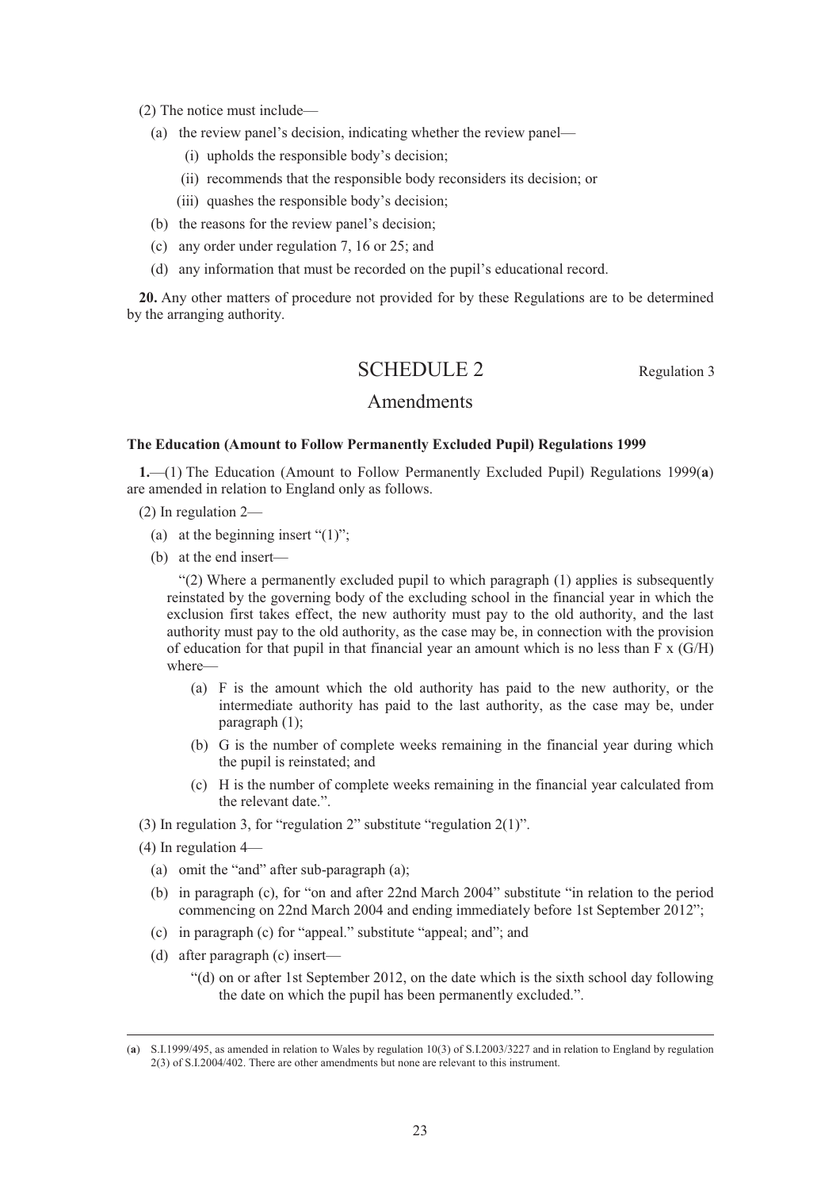(2) The notice must include—

(a) the review panel's decision, indicating whether the review panel—

(i) upholds the responsible body's decision;

(ii) recommends that the responsible body reconsiders its decision; or

(iii) quashes the responsible body's decision;

(b) the reasons for the review panel's decision;

(c) any order under regulation 7, 16 or 25; and

(d) any information that must be recorded on the pupil's educational record.

**20.** Any other matters of procedure not provided for by these Regulations are to be determined by the arranging authority.

# SCHEDULE 2

Regulation 3

## Amendments

### The Education (Amount to Follow Permanently Excluded Pupil) Regulations 1999

**1.**—(1) The Education (Amount to Follow Permanently Excluded Pupil) Regulations 1999(**a**) are amended in relation to England only as follows.

(2) In regulation 2—

(a) at the beginning insert "(1)";

(b) at the end insert—

"(2) Where a permanently excluded pupil to which paragraph (1) applies is subsequently reinstated by the governing body of the excluding school in the financial year in which the exclusion first takes effect, the new authority must pay to the old authority, and the last authority must pay to the old authority, as the case may be, in connection with the provision of education for that pupil in that financial year an amount which is no less than F x (G/H) where—

(a) F is the amount which the old authority has paid to the new authority, or the intermediate authority has paid to the last authority, as the case may be, under paragraph (1);

(b) G is the number of complete weeks remaining in the financial year during which the pupil is reinstated; and

(c) H is the number of complete weeks remaining in the financial year calculated from the relevant date.".

(3) In regulation 3, for "regulation 2" substitute "regulation 2(1)".

(4) In regulation 4—

(a) omit the "and" after sub-paragraph (a);

(b) in paragraph (c), for "on and after 22nd March 2004" substitute "in relation to the period commencing on 22nd March 2004 and ending immediately before 1st September 2012";

(c) in paragraph (c) for "appeal." substitute "appeal; and"; and

(d) after paragraph (c) insert—

"(d) on or after 1st September 2012, on the date which is the sixth school day following the date on which the pupil has been permanently excluded.".

---

(**a**) S.I.1999/495, as amended in relation to Wales by regulation 10(3) of S.I.2003/3227 and in relation to England by regulation 2(3) of S.I.2004/402. There are other amendments but none are relevant to this instrument.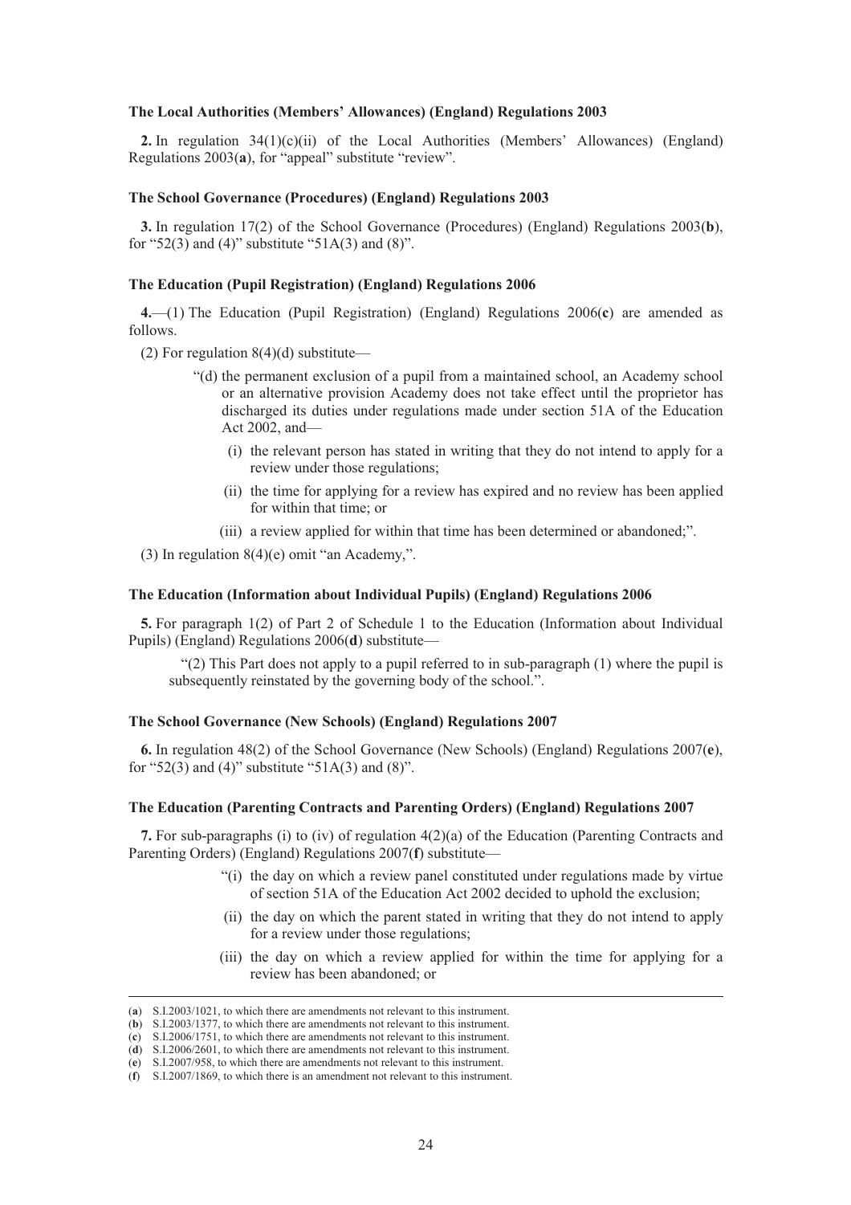**The Local Authorities (Members' Allowances) (England) Regulations 2003**

**2.** In regulation 34(1)(c)(ii) of the Local Authorities (Members' Allowances) (England) Regulations 2003(**a**), for "appeal" substitute "review".

**The School Governance (Procedures) (England) Regulations 2003**

**3.** In regulation 17(2) of the School Governance (Procedures) (England) Regulations 2003(**b**), for "52(3) and (4)" substitute "51A(3) and (8)".

**The Education (Pupil Registration) (England) Regulations 2006**

**4.**—(1) The Education (Pupil Registration) (England) Regulations 2006(**c**) are amended as follows.

(2) For regulation 8(4)(d) substitute—

> "(d) the permanent exclusion of a pupil from a maintained school, an Academy school or an alternative provision Academy does not take effect until the proprietor has discharged its duties under regulations made under section 51A of the Education Act 2002, and—
>
> (i) the relevant person has stated in writing that they do not intend to apply for a review under those regulations;
>
> (ii) the time for applying for a review has expired and no review has been applied for within that time; or
>
> (iii) a review applied for within that time has been determined or abandoned;".

(3) In regulation 8(4)(e) omit "an Academy,".

**The Education (Information about Individual Pupils) (England) Regulations 2006**

**5.** For paragraph 1(2) of Part 2 of Schedule 1 to the Education (Information about Individual Pupils) (England) Regulations 2006(**d**) substitute—

> "(2) This Part does not apply to a pupil referred to in sub-paragraph (1) where the pupil is subsequently reinstated by the governing body of the school.".

**The School Governance (New Schools) (England) Regulations 2007**

**6.** In regulation 48(2) of the School Governance (New Schools) (England) Regulations 2007(**e**), for "52(3) and (4)" substitute "51A(3) and (8)".

**The Education (Parenting Contracts and Parenting Orders) (England) Regulations 2007**

**7.** For sub-paragraphs (i) to (iv) of regulation 4(2)(a) of the Education (Parenting Contracts and Parenting Orders) (England) Regulations 2007(**f**) substitute—

> "(i) the day on which a review panel constituted under regulations made by virtue of section 51A of the Education Act 2002 decided to uphold the exclusion;
>
> (ii) the day on which the parent stated in writing that they do not intend to apply for a review under those regulations;
>
> (iii) the day on which a review applied for within the time for applying for a review has been abandoned; or

---

(**a**) S.I.2003/1021, to which there are amendments not relevant to this instrument.
(**b**) S.I.2003/1377, to which there are amendments not relevant to this instrument.
(**c**) S.I.2006/1751, to which there are amendments not relevant to this instrument.
(**d**) S.I.2006/2601, to which there are amendments not relevant to this instrument.
(**e**) S.I.2007/958, to which there are amendments not relevant to this instrument.
(**f**) S.I.2007/1869, to which there is an amendment not relevant to this instrument.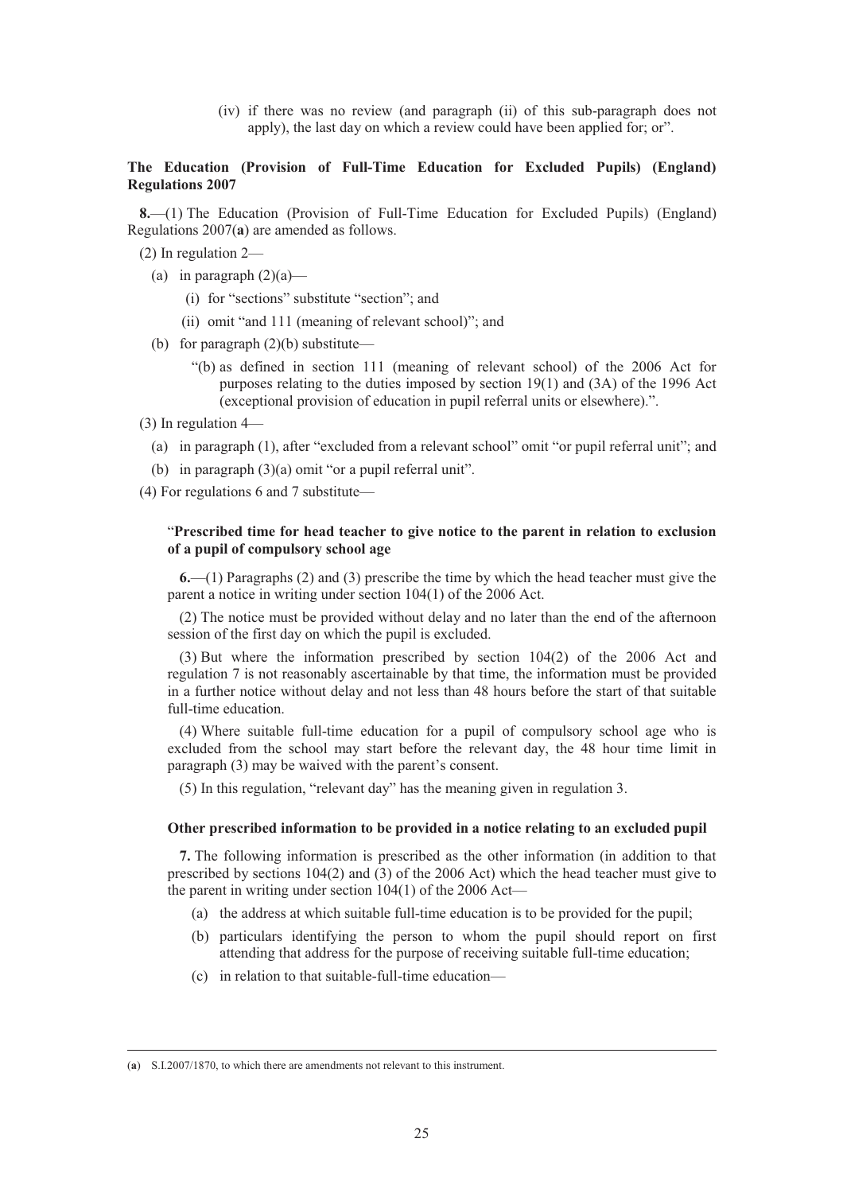(iv) if there was no review (and paragraph (ii) of this sub-paragraph does not apply), the last day on which a review could have been applied for; or".

**The Education (Provision of Full-Time Education for Excluded Pupils) (England) Regulations 2007**

**8.**—(1) The Education (Provision of Full-Time Education for Excluded Pupils) (England) Regulations 2007(**a**) are amended as follows.

(2) In regulation 2—

(a) in paragraph (2)(a)—

(i) for "sections" substitute "section"; and

(ii) omit "and 111 (meaning of relevant school)"; and

(b) for paragraph (2)(b) substitute—

"(b) as defined in section 111 (meaning of relevant school) of the 2006 Act for purposes relating to the duties imposed by section 19(1) and (3A) of the 1996 Act (exceptional provision of education in pupil referral units or elsewhere).".

(3) In regulation 4—

(a) in paragraph (1), after "excluded from a relevant school" omit "or pupil referral unit"; and

(b) in paragraph (3)(a) omit "or a pupil referral unit".

(4) For regulations 6 and 7 substitute—

"**Prescribed time for head teacher to give notice to the parent in relation to exclusion of a pupil of compulsory school age**

**6.**—(1) Paragraphs (2) and (3) prescribe the time by which the head teacher must give the parent a notice in writing under section 104(1) of the 2006 Act.

(2) The notice must be provided without delay and no later than the end of the afternoon session of the first day on which the pupil is excluded.

(3) But where the information prescribed by section 104(2) of the 2006 Act and regulation 7 is not reasonably ascertainable by that time, the information must be provided in a further notice without delay and not less than 48 hours before the start of that suitable full-time education.

(4) Where suitable full-time education for a pupil of compulsory school age who is excluded from the school may start before the relevant day, the 48 hour time limit in paragraph (3) may be waived with the parent's consent.

(5) In this regulation, "relevant day" has the meaning given in regulation 3.

**Other prescribed information to be provided in a notice relating to an excluded pupil**

**7.** The following information is prescribed as the other information (in addition to that prescribed by sections 104(2) and (3) of the 2006 Act) which the head teacher must give to the parent in writing under section 104(1) of the 2006 Act—

(a) the address at which suitable full-time education is to be provided for the pupil;

(b) particulars identifying the person to whom the pupil should report on first attending that address for the purpose of receiving suitable full-time education;

(c) in relation to that suitable-full-time education—

---

(**a**) S.I.2007/1870, to which there are amendments not relevant to this instrument.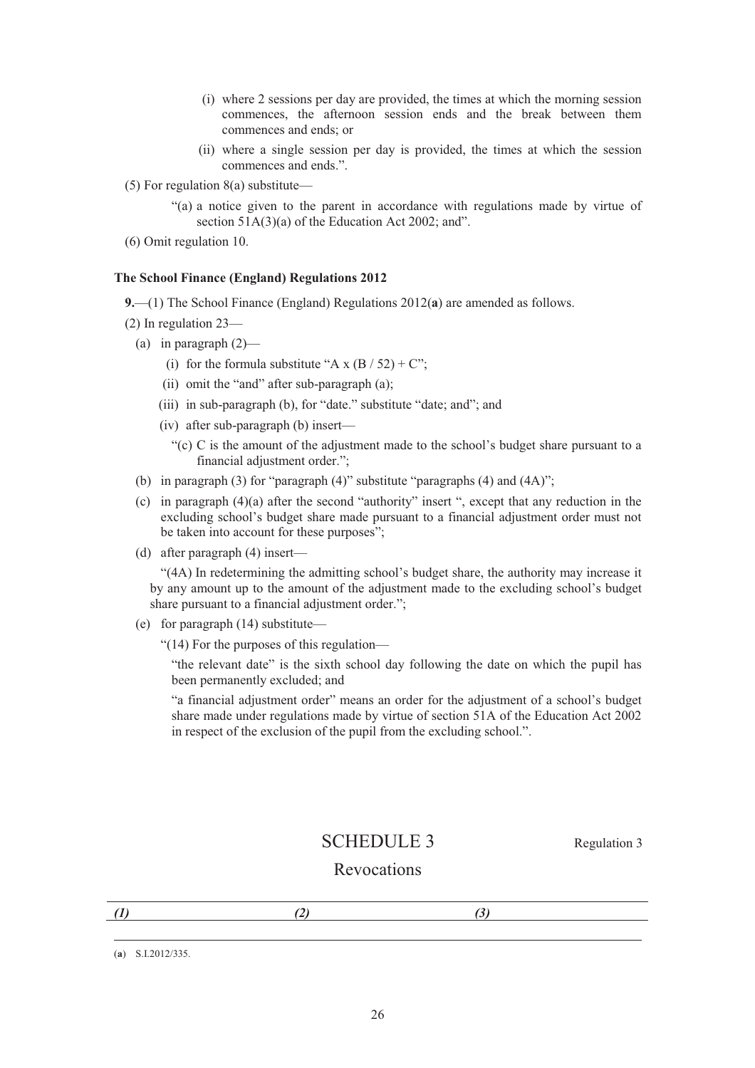(i) where 2 sessions per day are provided, the times at which the morning session commences, the afternoon session ends and the break between them commences and ends; or

(ii) where a single session per day is provided, the times at which the session commences and ends.".

(5) For regulation 8(a) substitute—

"(a) a notice given to the parent in accordance with regulations made by virtue of section 51A(3)(a) of the Education Act 2002; and".

(6) Omit regulation 10.

### The School Finance (England) Regulations 2012

**9.**—(1) The School Finance (England) Regulations 2012(**a**) are amended as follows.

(2) In regulation 23—

(a) in paragraph (2)—

(i) for the formula substitute "A x (B / 52) + C";

(ii) omit the "and" after sub-paragraph (a);

(iii) in sub-paragraph (b), for "date." substitute "date; and"; and

(iv) after sub-paragraph (b) insert—

"(c) C is the amount of the adjustment made to the school's budget share pursuant to a financial adjustment order.";

(b) in paragraph (3) for "paragraph (4)" substitute "paragraphs (4) and (4A)";

(c) in paragraph (4)(a) after the second "authority" insert ", except that any reduction in the excluding school's budget share made pursuant to a financial adjustment order must not be taken into account for these purposes";

(d) after paragraph (4) insert—

"(4A) In redetermining the admitting school's budget share, the authority may increase it by any amount up to the amount of the adjustment made to the excluding school's budget share pursuant to a financial adjustment order.";

(e) for paragraph (14) substitute—

"(14) For the purposes of this regulation—

"the relevant date" is the sixth school day following the date on which the pupil has been permanently excluded; and

"a financial adjustment order" means an order for the adjustment of a school's budget share made under regulations made by virtue of section 51A of the Education Act 2002 in respect of the exclusion of the pupil from the excluding school.".

## SCHEDULE 3

Regulation 3

## Revocations

| *(1)* | *(2)* | *(3)* |
| --- | --- | --- |

(**a**) S.I.2012/335.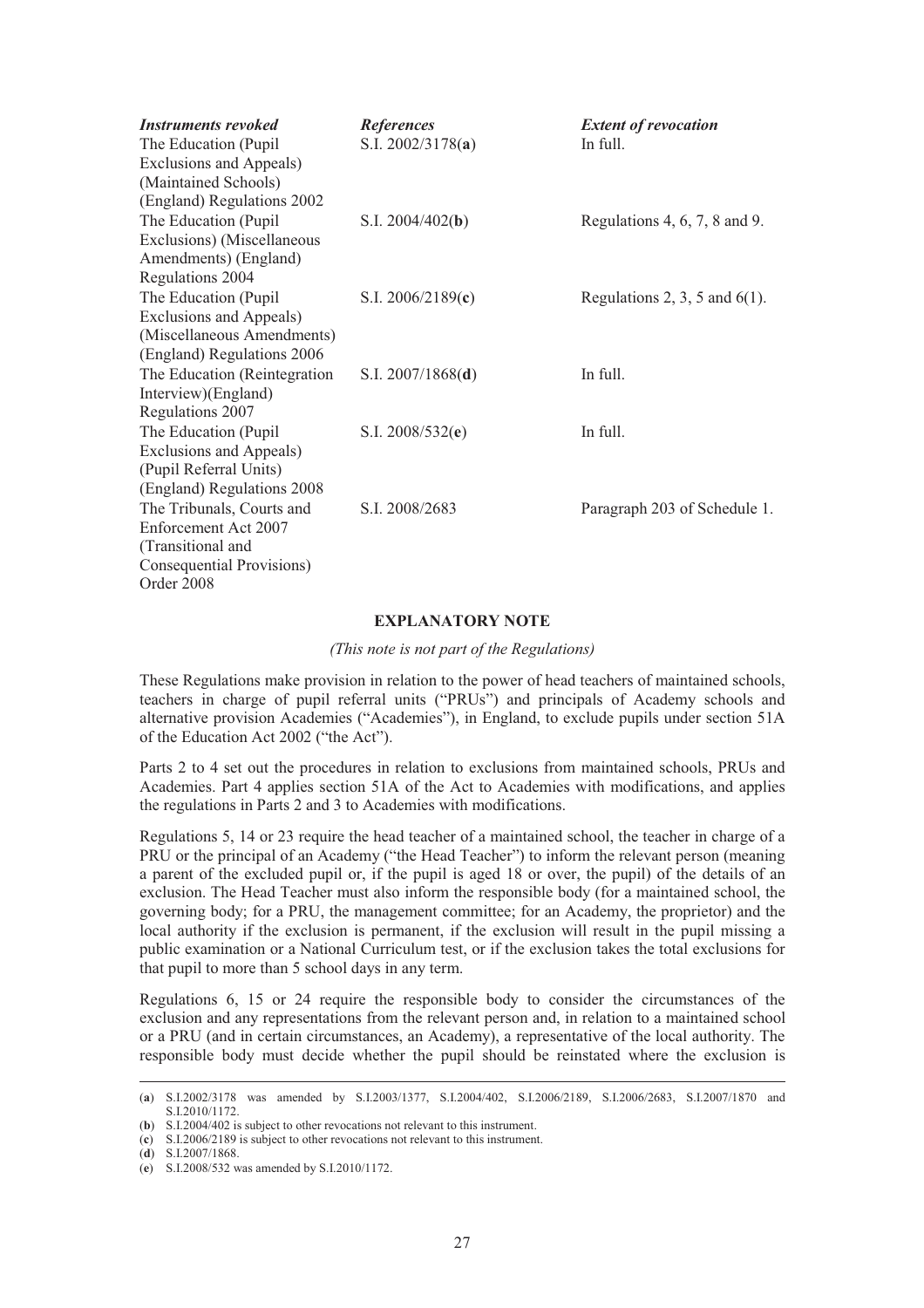| *Instruments revoked* | *References* | *Extent of revocation* |
|---|---|---|
| The Education (Pupil Exclusions and Appeals) (Maintained Schools) (England) Regulations 2002 | S.I. 2002/3178(**a**) | In full. |
| The Education (Pupil Exclusions) (Miscellaneous Amendments) (England) Regulations 2004 | S.I. 2004/402(**b**) | Regulations 4, 6, 7, 8 and 9. |
| The Education (Pupil Exclusions and Appeals) (Miscellaneous Amendments) (England) Regulations 2006 | S.I. 2006/2189(**c**) | Regulations 2, 3, 5 and 6(1). |
| The Education (Reintegration Interview)(England) Regulations 2007 | S.I. 2007/1868(**d**) | In full. |
| The Education (Pupil Exclusions and Appeals) (Pupil Referral Units) (England) Regulations 2008 | S.I. 2008/532(**e**) | In full. |
| The Tribunals, Courts and Enforcement Act 2007 (Transitional and Consequential Provisions) Order 2008 | S.I. 2008/2683 | Paragraph 203 of Schedule 1. |

## EXPLANATORY NOTE

*(This note is not part of the Regulations)*

These Regulations make provision in relation to the power of head teachers of maintained schools, teachers in charge of pupil referral units ("PRUs") and principals of Academy schools and alternative provision Academies ("Academies"), in England, to exclude pupils under section 51A of the Education Act 2002 ("the Act").

Parts 2 to 4 set out the procedures in relation to exclusions from maintained schools, PRUs and Academies. Part 4 applies section 51A of the Act to Academies with modifications, and applies the regulations in Parts 2 and 3 to Academies with modifications.

Regulations 5, 14 or 23 require the head teacher of a maintained school, the teacher in charge of a PRU or the principal of an Academy ("the Head Teacher") to inform the relevant person (meaning a parent of the excluded pupil or, if the pupil is aged 18 or over, the pupil) of the details of an exclusion. The Head Teacher must also inform the responsible body (for a maintained school, the governing body; for a PRU, the management committee; for an Academy, the proprietor) and the local authority if the exclusion is permanent, if the exclusion will result in the pupil missing a public examination or a National Curriculum test, or if the exclusion takes the total exclusions for that pupil to more than 5 school days in any term.

Regulations 6, 15 or 24 require the responsible body to consider the circumstances of the exclusion and any representations from the relevant person and, in relation to a maintained school or a PRU (and in certain circumstances, an Academy), a representative of the local authority. The responsible body must decide whether the pupil should be reinstated where the exclusion is

---

(**a**) S.I.2002/3178 was amended by S.I.2003/1377, S.I.2004/402, S.I.2006/2189, S.I.2006/2683, S.I.2007/1870 and S.I.2010/1172.

(**b**) S.I.2004/402 is subject to other revocations not relevant to this instrument.

(**c**) S.I.2006/2189 is subject to other revocations not relevant to this instrument.

(**d**) S.I.2007/1868.

(**e**) S.I.2008/532 was amended by S.I.2010/1172.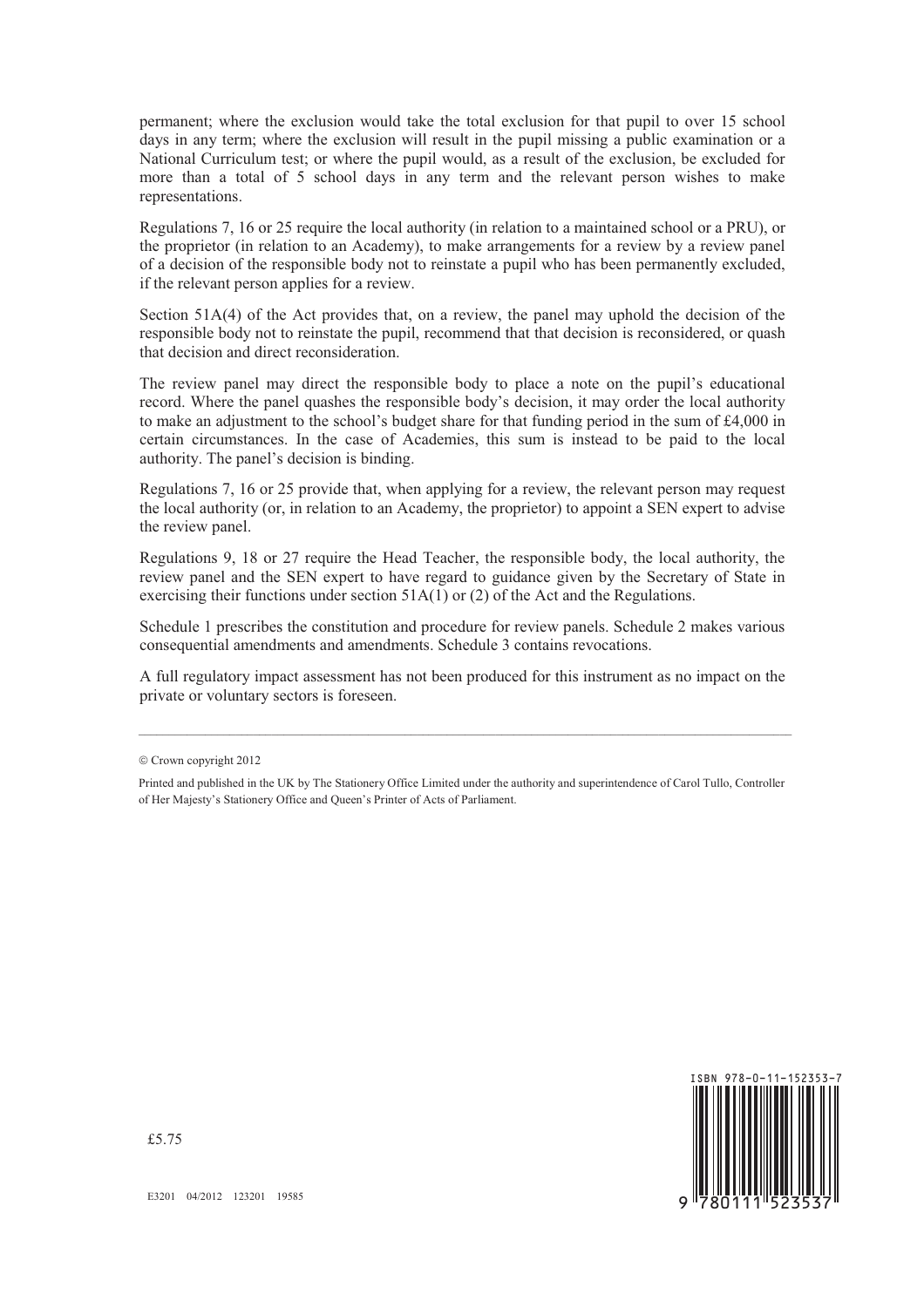permanent; where the exclusion would take the total exclusion for that pupil to over 15 school days in any term; where the exclusion will result in the pupil missing a public examination or a National Curriculum test; or where the pupil would, as a result of the exclusion, be excluded for more than a total of 5 school days in any term and the relevant person wishes to make representations.

Regulations 7, 16 or 25 require the local authority (in relation to a maintained school or a PRU), or the proprietor (in relation to an Academy), to make arrangements for a review by a review panel of a decision of the responsible body not to reinstate a pupil who has been permanently excluded, if the relevant person applies for a review.

Section 51A(4) of the Act provides that, on a review, the panel may uphold the decision of the responsible body not to reinstate the pupil, recommend that that decision is reconsidered, or quash that decision and direct reconsideration.

The review panel may direct the responsible body to place a note on the pupil's educational record. Where the panel quashes the responsible body's decision, it may order the local authority to make an adjustment to the school's budget share for that funding period in the sum of £4,000 in certain circumstances. In the case of Academies, this sum is instead to be paid to the local authority. The panel's decision is binding.

Regulations 7, 16 or 25 provide that, when applying for a review, the relevant person may request the local authority (or, in relation to an Academy, the proprietor) to appoint a SEN expert to advise the review panel.

Regulations 9, 18 or 27 require the Head Teacher, the responsible body, the local authority, the review panel and the SEN expert to have regard to guidance given by the Secretary of State in exercising their functions under section 51A(1) or (2) of the Act and the Regulations.

Schedule 1 prescribes the constitution and procedure for review panels. Schedule 2 makes various consequential amendments and amendments. Schedule 3 contains revocations.

A full regulatory impact assessment has not been produced for this instrument as no impact on the private or voluntary sectors is foreseen.

---

© Crown copyright 2012

Printed and published in the UK by The Stationery Office Limited under the authority and superintendence of Carol Tullo, Controller of Her Majesty's Stationery Office and Queen's Printer of Acts of Parliament.

£5.75

ISBN 978-0-11-152353-7

E3201 04/2012 123201 19585